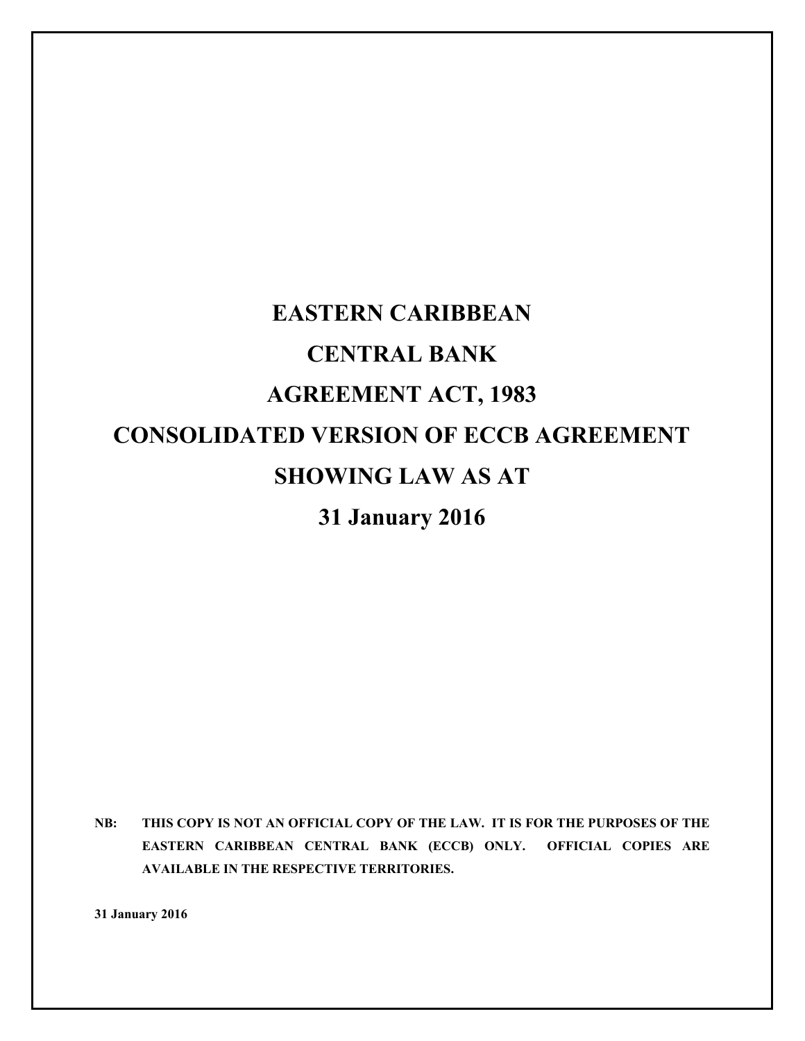# EASTERN CARIBBEAN CENTRAL BANK AGREEMENT ACT, 1983

# CONSOLIDATED VERSION OF ECCB AGREEMENT SHOWING LAW AS AT 31 January 2016

**NB: THIS COPY IS NOT AN OFFICIAL COPY OF THE LAW. IT IS FOR THE PURPOSES OF THE EASTERN CARIBBEAN CENTRAL BANK (ECCB) ONLY. OFFICIAL COPIES ARE AVAILABLE IN THE RESPECTIVE TERRITORIES.**

**31 January 2016**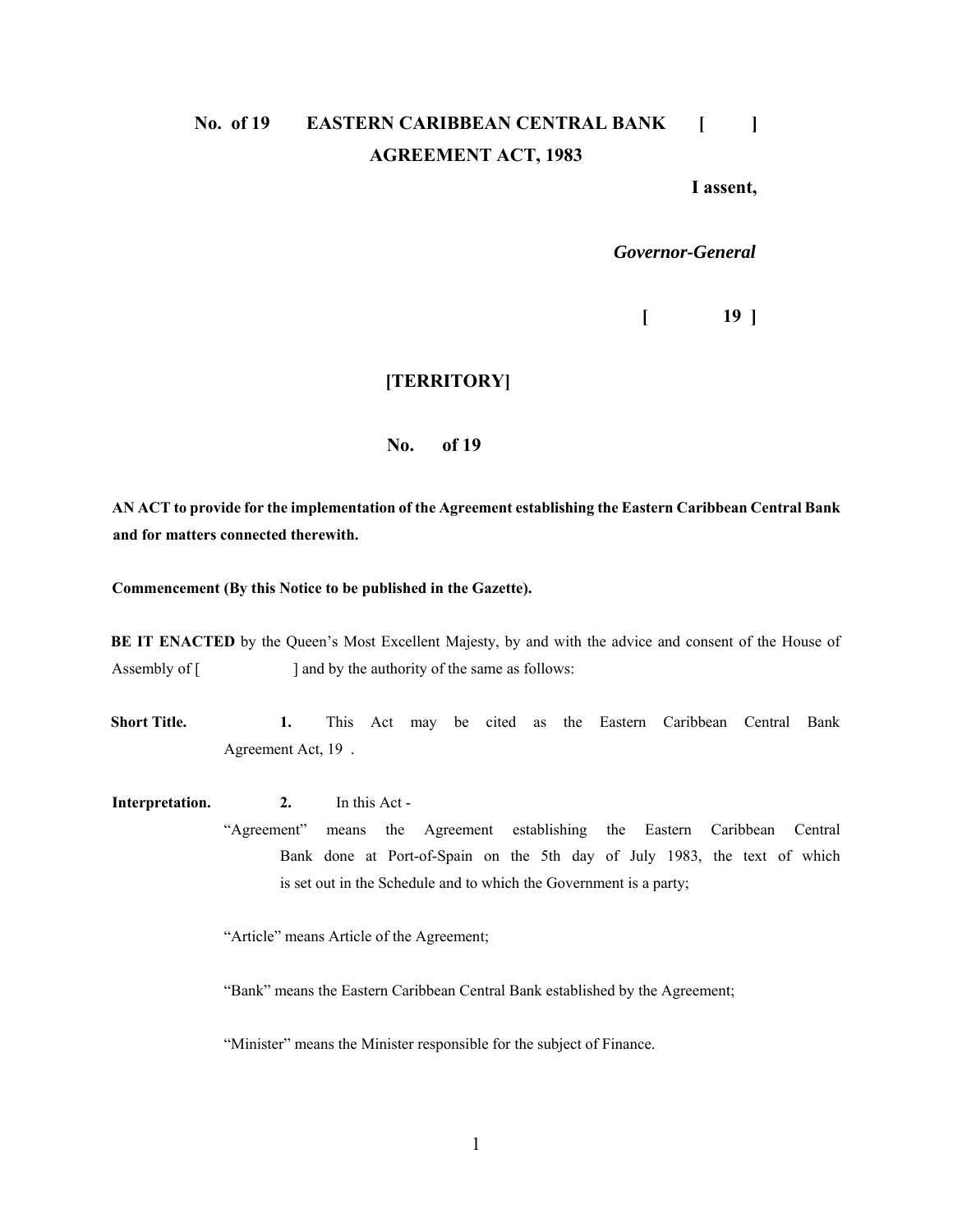**No. of 19 EASTERN CARIBBEAN CENTRAL BANK [ ]**
**AGREEMENT ACT, 1983**

**I assent,**

***Governor-General***

**[ 19 ]**

**[TERRITORY]**

**No. of 19**

**AN ACT to provide for the implementation of the Agreement establishing the Eastern Caribbean Central Bank and for matters connected therewith.**

**Commencement (By this Notice to be published in the Gazette).**

**BE IT ENACTED** by the Queen's Most Excellent Majesty, by and with the advice and consent of the House of Assembly of [ ] and by the authority of the same as follows:

**Short Title.** **1.** This Act may be cited as the Eastern Caribbean Central Bank Agreement Act, 19 .

**Interpretation.** **2.** In this Act -

"Agreement" means the Agreement establishing the Eastern Caribbean Central Bank done at Port-of-Spain on the 5th day of July 1983, the text of which is set out in the Schedule and to which the Government is a party;

"Article" means Article of the Agreement;

"Bank" means the Eastern Caribbean Central Bank established by the Agreement;

"Minister" means the Minister responsible for the subject of Finance.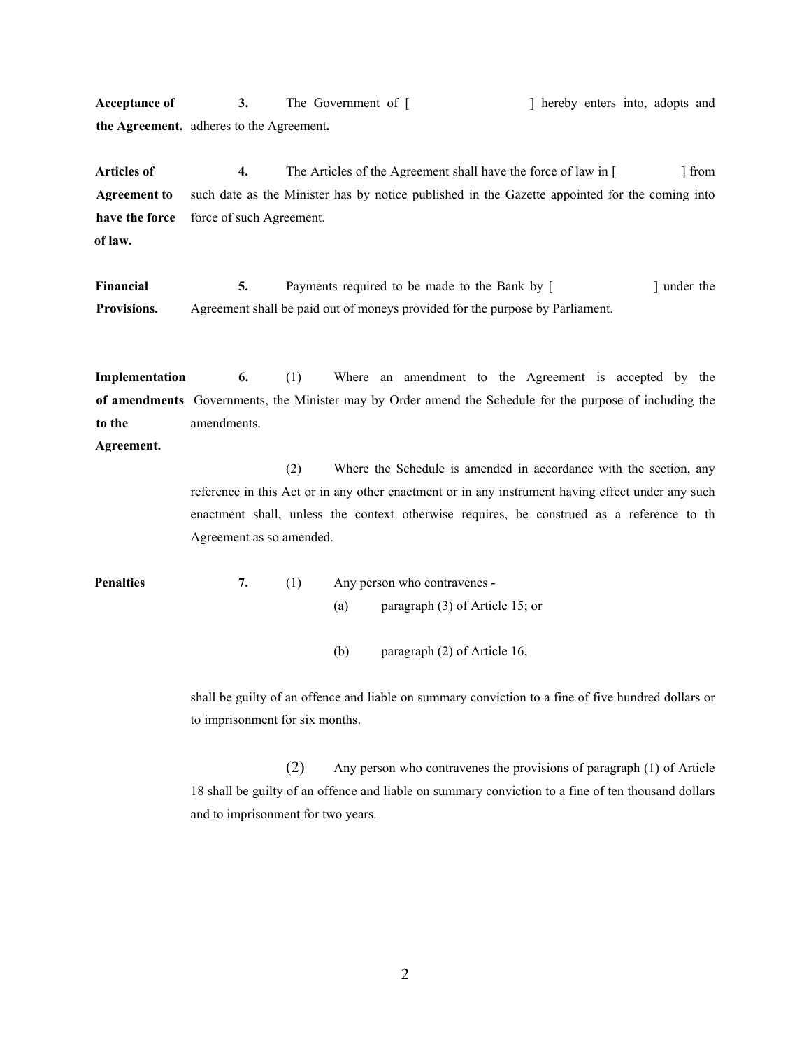**Acceptance of the Agreement.**

3. The Government of [ ] hereby enters into, adopts and adheres to the Agreement**.**

**Articles of Agreement to have the force of law.**

4. The Articles of the Agreement shall have the force of law in [ ] from such date as the Minister has by notice published in the Gazette appointed for the coming into force of such Agreement.

**Financial Provisions.**

5. Payments required to be made to the Bank by [ ] under the Agreement shall be paid out of moneys provided for the purpose by Parliament.

**Implementation of amendments to the Agreement.**

6. (1) Where an amendment to the Agreement is accepted by the Governments, the Minister may by Order amend the Schedule for the purpose of including the amendments.

(2) Where the Schedule is amended in accordance with the section, any reference in this Act or in any other enactment or in any instrument having effect under any such enactment shall, unless the context otherwise requires, be construed as a reference to th Agreement as so amended.

**Penalties**

7. (1) Any person who contravenes -

(a) paragraph (3) of Article 15; or

(b) paragraph (2) of Article 16,

shall be guilty of an offence and liable on summary conviction to a fine of five hundred dollars or to imprisonment for six months.

(2) Any person who contravenes the provisions of paragraph (1) of Article 18 shall be guilty of an offence and liable on summary conviction to a fine of ten thousand dollars and to imprisonment for two years.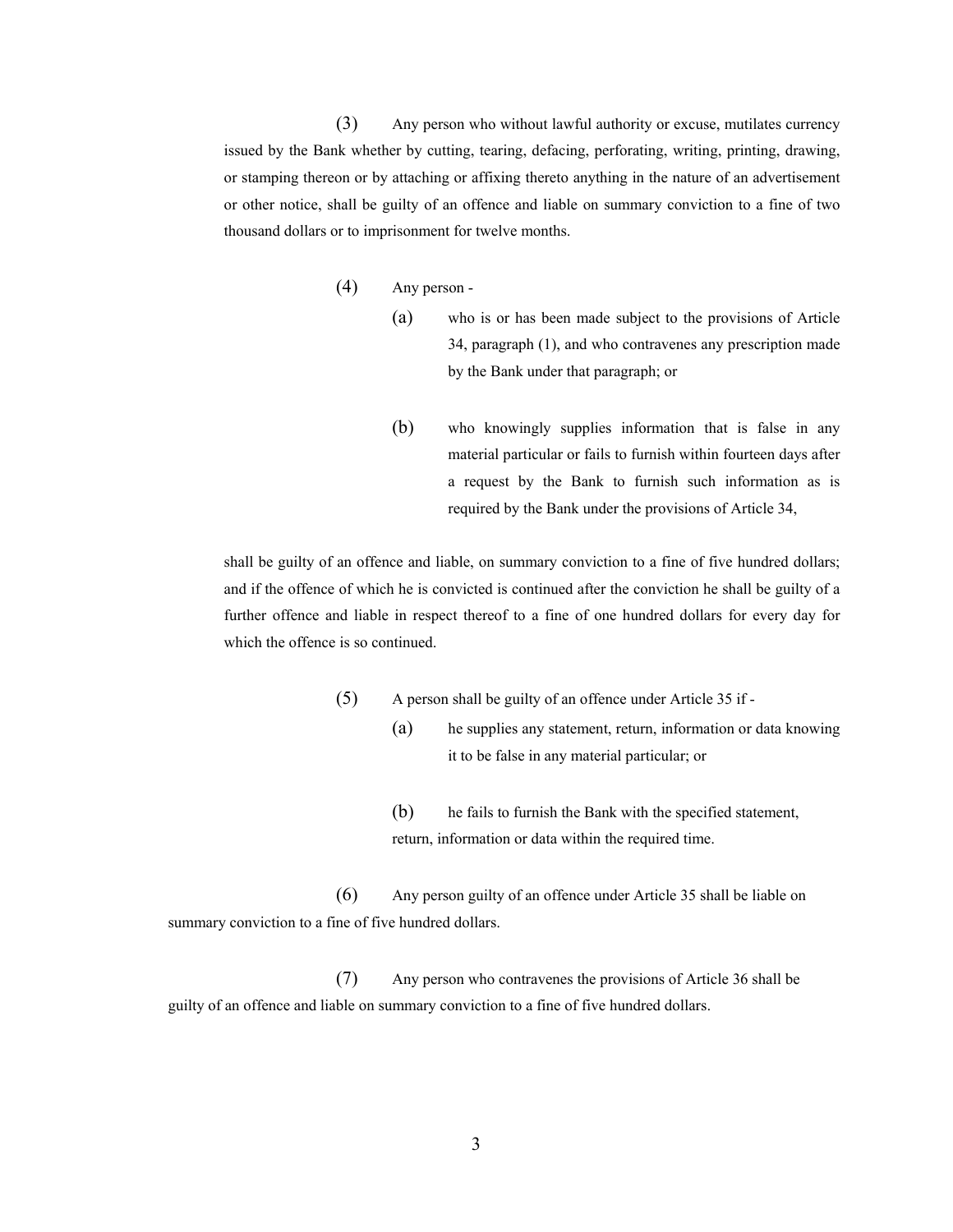(3) Any person who without lawful authority or excuse, mutilates currency issued by the Bank whether by cutting, tearing, defacing, perforating, writing, printing, drawing, or stamping thereon or by attaching or affixing thereto anything in the nature of an advertisement or other notice, shall be guilty of an offence and liable on summary conviction to a fine of two thousand dollars or to imprisonment for twelve months.

(4) Any person -

(a) who is or has been made subject to the provisions of Article 34, paragraph (1), and who contravenes any prescription made by the Bank under that paragraph; or

(b) who knowingly supplies information that is false in any material particular or fails to furnish within fourteen days after a request by the Bank to furnish such information as is required by the Bank under the provisions of Article 34,

shall be guilty of an offence and liable, on summary conviction to a fine of five hundred dollars; and if the offence of which he is convicted is continued after the conviction he shall be guilty of a further offence and liable in respect thereof to a fine of one hundred dollars for every day for which the offence is so continued.

(5) A person shall be guilty of an offence under Article 35 if -

(a) he supplies any statement, return, information or data knowing it to be false in any material particular; or

(b) he fails to furnish the Bank with the specified statement, return, information or data within the required time.

(6) Any person guilty of an offence under Article 35 shall be liable on summary conviction to a fine of five hundred dollars.

(7) Any person who contravenes the provisions of Article 36 shall be guilty of an offence and liable on summary conviction to a fine of five hundred dollars.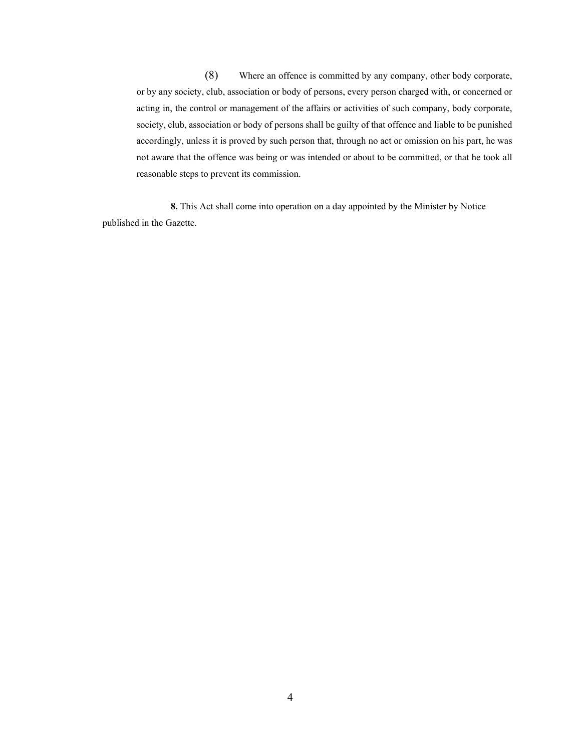(8) Where an offence is committed by any company, other body corporate, or by any society, club, association or body of persons, every person charged with, or concerned or acting in, the control or management of the affairs or activities of such company, body corporate, society, club, association or body of persons shall be guilty of that offence and liable to be punished accordingly, unless it is proved by such person that, through no act or omission on his part, he was not aware that the offence was being or was intended or about to be committed, or that he took all reasonable steps to prevent its commission.

**8.** This Act shall come into operation on a day appointed by the Minister by Notice published in the Gazette.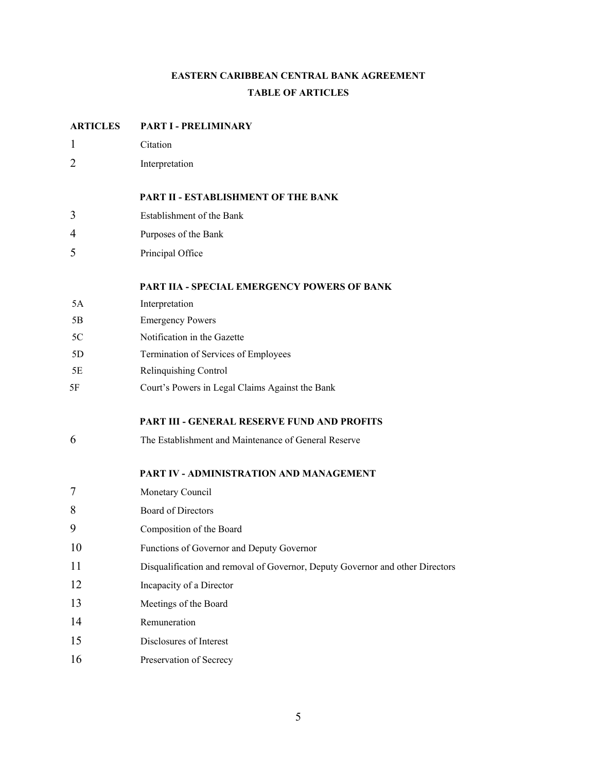# EASTERN CARIBBEAN CENTRAL BANK AGREEMENT

## TABLE OF ARTICLES

| ARTICLES | PART I - PRELIMINARY |
|---|---|
| 1 | Citation |
| 2 | Interpretation |
| | **PART II - ESTABLISHMENT OF THE BANK** |
| 3 | Establishment of the Bank |
| 4 | Purposes of the Bank |
| 5 | Principal Office |
| | **PART IIA - SPECIAL EMERGENCY POWERS OF BANK** |
| 5A | Interpretation |
| 5B | Emergency Powers |
| 5C | Notification in the Gazette |
| 5D | Termination of Services of Employees |
| 5E | Relinquishing Control |
| 5F | Court's Powers in Legal Claims Against the Bank |
| | **PART III - GENERAL RESERVE FUND AND PROFITS** |
| 6 | The Establishment and Maintenance of General Reserve |
| | **PART IV - ADMINISTRATION AND MANAGEMENT** |
| 7 | Monetary Council |
| 8 | Board of Directors |
| 9 | Composition of the Board |
| 10 | Functions of Governor and Deputy Governor |
| 11 | Disqualification and removal of Governor, Deputy Governor and other Directors |
| 12 | Incapacity of a Director |
| 13 | Meetings of the Board |
| 14 | Remuneration |
| 15 | Disclosures of Interest |
| 16 | Preservation of Secrecy |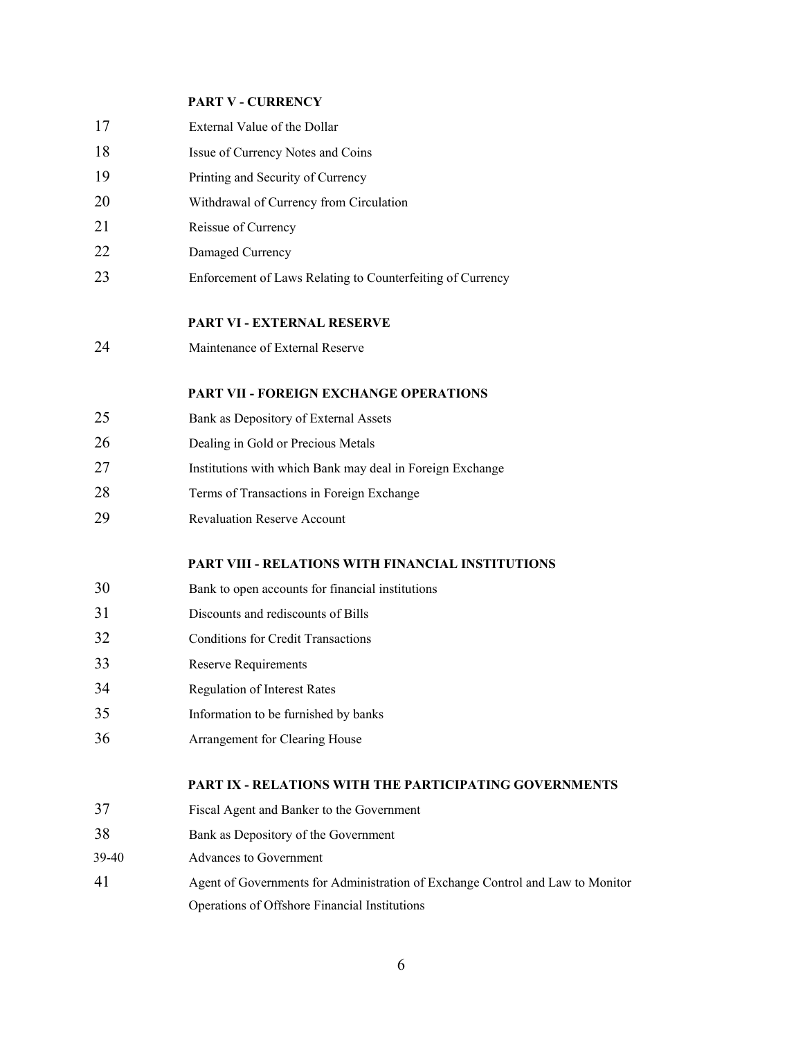**PART V - CURRENCY**

| | |
|---|---|
| 17 | External Value of the Dollar |
| 18 | Issue of Currency Notes and Coins |
| 19 | Printing and Security of Currency |
| 20 | Withdrawal of Currency from Circulation |
| 21 | Reissue of Currency |
| 22 | Damaged Currency |
| 23 | Enforcement of Laws Relating to Counterfeiting of Currency |

**PART VI - EXTERNAL RESERVE**

| | |
|---|---|
| 24 | Maintenance of External Reserve |

**PART VII - FOREIGN EXCHANGE OPERATIONS**

| | |
|---|---|
| 25 | Bank as Depository of External Assets |
| 26 | Dealing in Gold or Precious Metals |
| 27 | Institutions with which Bank may deal in Foreign Exchange |
| 28 | Terms of Transactions in Foreign Exchange |
| 29 | Revaluation Reserve Account |

**PART VIII - RELATIONS WITH FINANCIAL INSTITUTIONS**

| | |
|---|---|
| 30 | Bank to open accounts for financial institutions |
| 31 | Discounts and rediscounts of Bills |
| 32 | Conditions for Credit Transactions |
| 33 | Reserve Requirements |
| 34 | Regulation of Interest Rates |
| 35 | Information to be furnished by banks |
| 36 | Arrangement for Clearing House |

**PART IX - RELATIONS WITH THE PARTICIPATING GOVERNMENTS**

| | |
|---|---|
| 37 | Fiscal Agent and Banker to the Government |
| 38 | Bank as Depository of the Government |
| 39-40 | Advances to Government |
| 41 | Agent of Governments for Administration of Exchange Control and Law to Monitor Operations of Offshore Financial Institutions |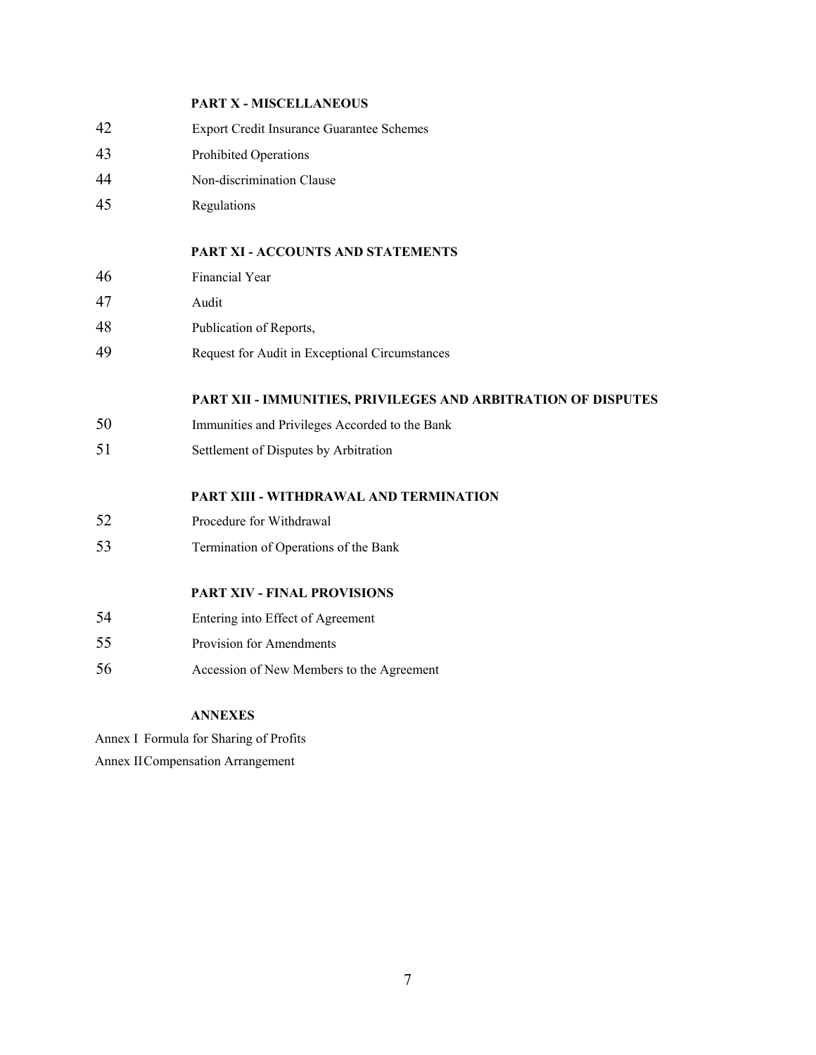**PART X - MISCELLANEOUS**

42 Export Credit Insurance Guarantee Schemes

43 Prohibited Operations

44 Non-discrimination Clause

45 Regulations

**PART XI - ACCOUNTS AND STATEMENTS**

46 Financial Year

47 Audit

48 Publication of Reports,

49 Request for Audit in Exceptional Circumstances

**PART XII - IMMUNITIES, PRIVILEGES AND ARBITRATION OF DISPUTES**

50 Immunities and Privileges Accorded to the Bank

51 Settlement of Disputes by Arbitration

**PART XIII - WITHDRAWAL AND TERMINATION**

52 Procedure for Withdrawal

53 Termination of Operations of the Bank

**PART XIV - FINAL PROVISIONS**

54 Entering into Effect of Agreement

55 Provision for Amendments

56 Accession of New Members to the Agreement

**ANNEXES**

Annex I Formula for Sharing of Profits

Annex II Compensation Arrangement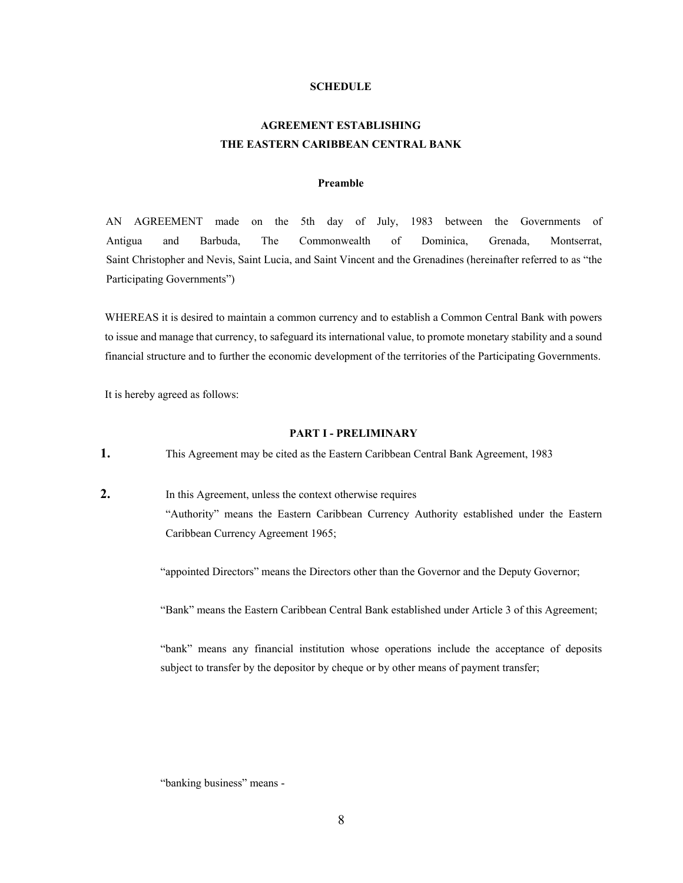# SCHEDULE

## AGREEMENT ESTABLISHING
## THE EASTERN CARIBBEAN CENTRAL BANK

### Preamble

AN AGREEMENT made on the 5th day of July, 1983 between the Governments of Antigua and Barbuda, The Commonwealth of Dominica, Grenada, Montserrat, Saint Christopher and Nevis, Saint Lucia, and Saint Vincent and the Grenadines (hereinafter referred to as "the Participating Governments")

WHEREAS it is desired to maintain a common currency and to establish a Common Central Bank with powers to issue and manage that currency, to safeguard its international value, to promote monetary stability and a sound financial structure and to further the economic development of the territories of the Participating Governments.

It is hereby agreed as follows:

### PART I - PRELIMINARY

**1.** This Agreement may be cited as the Eastern Caribbean Central Bank Agreement, 1983

**2.** In this Agreement, unless the context otherwise requires

"Authority" means the Eastern Caribbean Currency Authority established under the Eastern Caribbean Currency Agreement 1965;

"appointed Directors" means the Directors other than the Governor and the Deputy Governor;

"Bank" means the Eastern Caribbean Central Bank established under Article 3 of this Agreement;

"bank" means any financial institution whose operations include the acceptance of deposits subject to transfer by the depositor by cheque or by other means of payment transfer;

"banking business" means -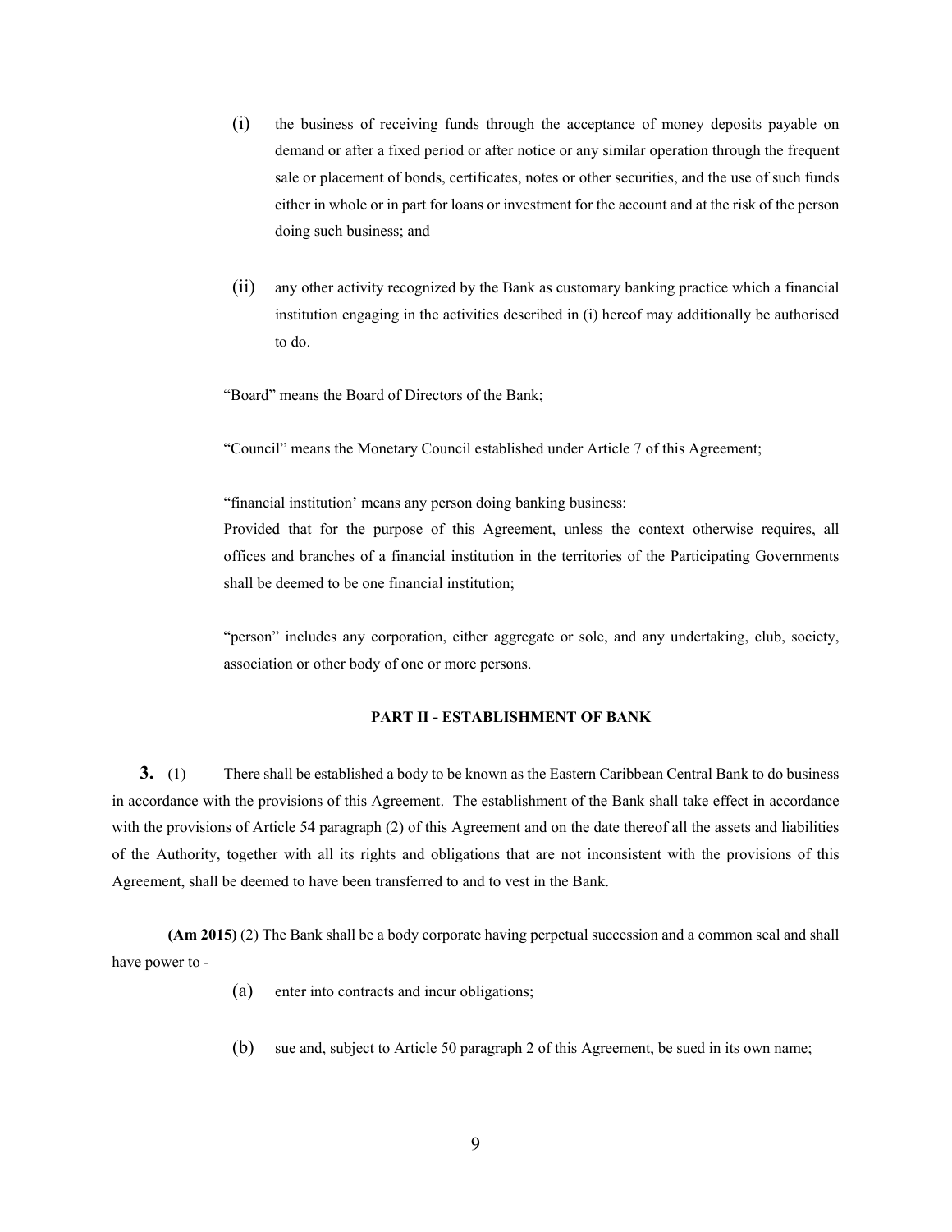(i) the business of receiving funds through the acceptance of money deposits payable on demand or after a fixed period or after notice or any similar operation through the frequent sale or placement of bonds, certificates, notes or other securities, and the use of such funds either in whole or in part for loans or investment for the account and at the risk of the person doing such business; and

(ii) any other activity recognized by the Bank as customary banking practice which a financial institution engaging in the activities described in (i) hereof may additionally be authorised to do.

"Board" means the Board of Directors of the Bank;

"Council" means the Monetary Council established under Article 7 of this Agreement;

"financial institution' means any person doing banking business:
Provided that for the purpose of this Agreement, unless the context otherwise requires, all offices and branches of a financial institution in the territories of the Participating Governments shall be deemed to be one financial institution;

"person" includes any corporation, either aggregate or sole, and any undertaking, club, society, association or other body of one or more persons.

## PART II - ESTABLISHMENT OF BANK

**3.** (1) There shall be established a body to be known as the Eastern Caribbean Central Bank to do business in accordance with the provisions of this Agreement. The establishment of the Bank shall take effect in accordance with the provisions of Article 54 paragraph (2) of this Agreement and on the date thereof all the assets and liabilities of the Authority, together with all its rights and obligations that are not inconsistent with the provisions of this Agreement, shall be deemed to have been transferred to and to vest in the Bank.

**(Am 2015)** (2) The Bank shall be a body corporate having perpetual succession and a common seal and shall have power to -

(a) enter into contracts and incur obligations;

(b) sue and, subject to Article 50 paragraph 2 of this Agreement, be sued in its own name;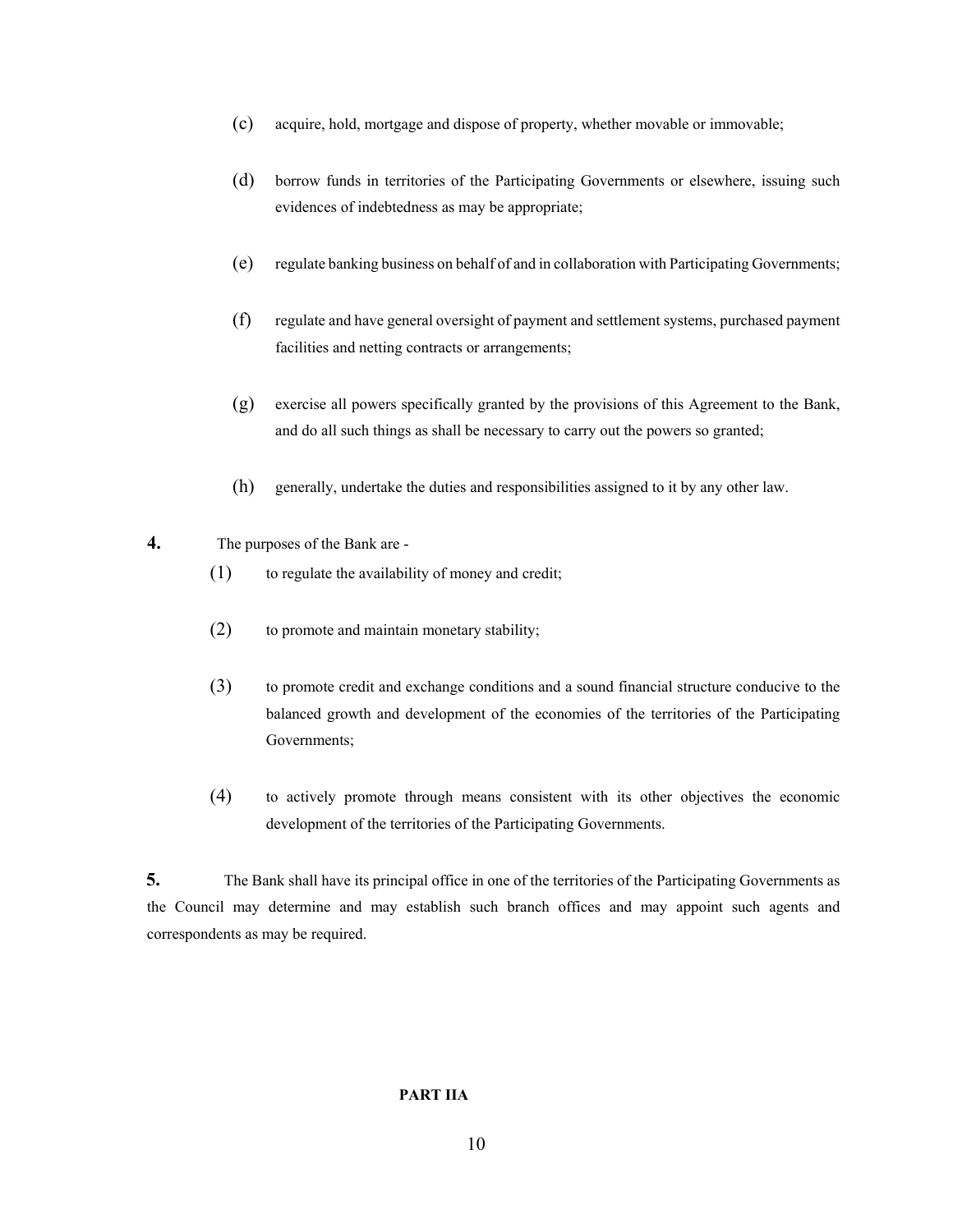(c) acquire, hold, mortgage and dispose of property, whether movable or immovable;

(d) borrow funds in territories of the Participating Governments or elsewhere, issuing such evidences of indebtedness as may be appropriate;

(e) regulate banking business on behalf of and in collaboration with Participating Governments;

(f) regulate and have general oversight of payment and settlement systems, purchased payment facilities and netting contracts or arrangements;

(g) exercise all powers specifically granted by the provisions of this Agreement to the Bank, and do all such things as shall be necessary to carry out the powers so granted;

(h) generally, undertake the duties and responsibilities assigned to it by any other law.

**4.** The purposes of the Bank are -

(1) to regulate the availability of money and credit;

(2) to promote and maintain monetary stability;

(3) to promote credit and exchange conditions and a sound financial structure conducive to the balanced growth and development of the economies of the territories of the Participating Governments;

(4) to actively promote through means consistent with its other objectives the economic development of the territories of the Participating Governments.

**5.** The Bank shall have its principal office in one of the territories of the Participating Governments as the Council may determine and may establish such branch offices and may appoint such agents and correspondents as may be required.

## PART IIA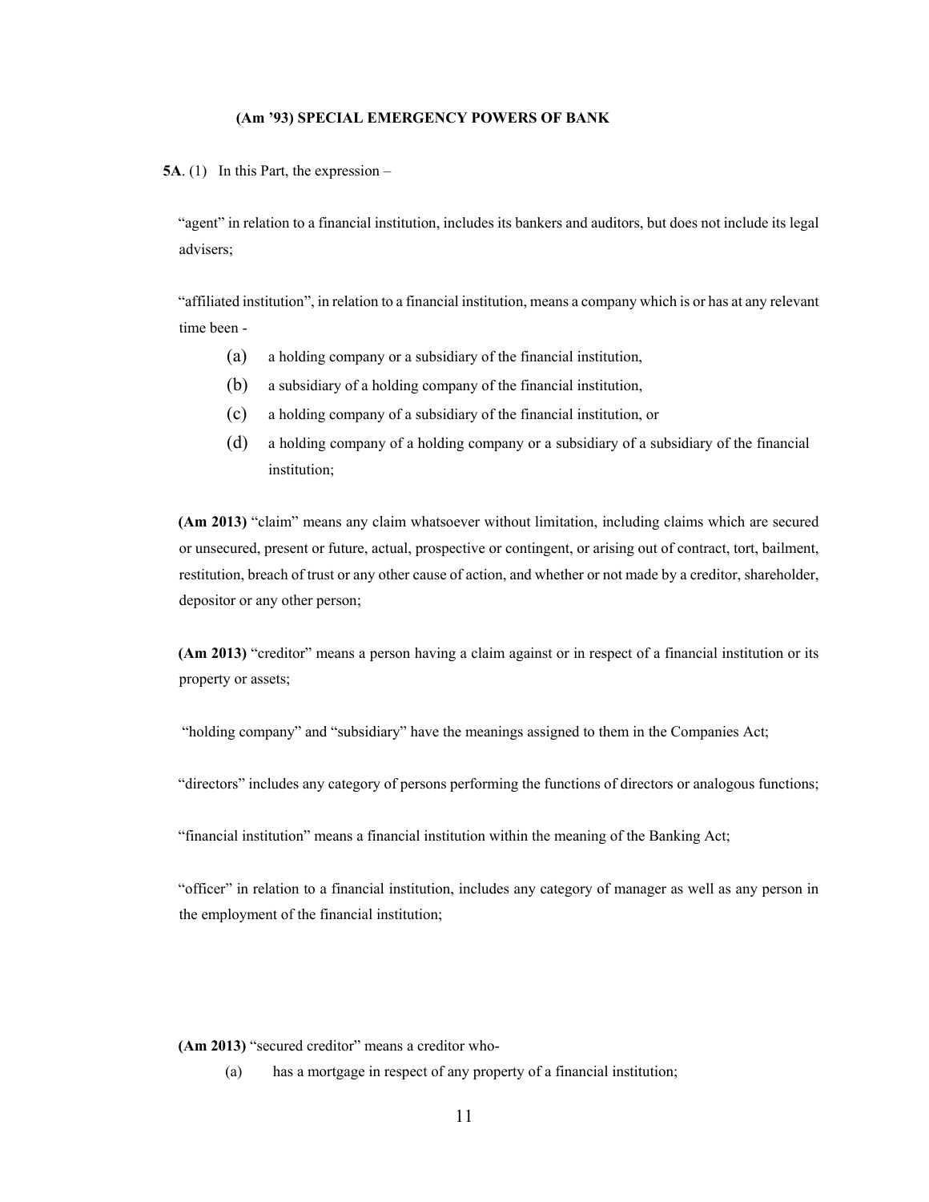**(Am '93) SPECIAL EMERGENCY POWERS OF BANK**

**5A**. (1) In this Part, the expression –

"agent" in relation to a financial institution, includes its bankers and auditors, but does not include its legal advisers;

"affiliated institution", in relation to a financial institution, means a company which is or has at any relevant time been -

(a) a holding company or a subsidiary of the financial institution,

(b) a subsidiary of a holding company of the financial institution,

(c) a holding company of a subsidiary of the financial institution, or

(d) a holding company of a holding company or a subsidiary of a subsidiary of the financial institution;

**(Am 2013)** "claim" means any claim whatsoever without limitation, including claims which are secured or unsecured, present or future, actual, prospective or contingent, or arising out of contract, tort, bailment, restitution, breach of trust or any other cause of action, and whether or not made by a creditor, shareholder, depositor or any other person;

**(Am 2013)** "creditor" means a person having a claim against or in respect of a financial institution or its property or assets;

"holding company" and "subsidiary" have the meanings assigned to them in the Companies Act;

"directors" includes any category of persons performing the functions of directors or analogous functions;

"financial institution" means a financial institution within the meaning of the Banking Act;

"officer" in relation to a financial institution, includes any category of manager as well as any person in the employment of the financial institution;

**(Am 2013)** "secured creditor" means a creditor who-

(a) has a mortgage in respect of any property of a financial institution;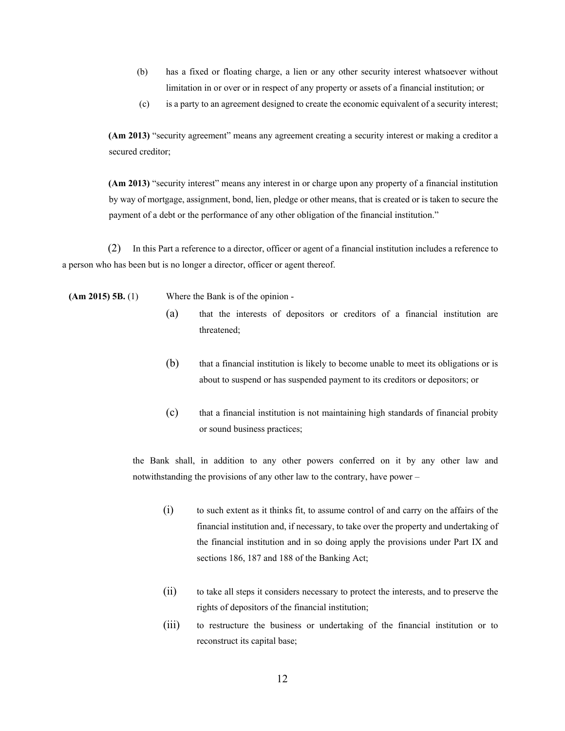(b) has a fixed or floating charge, a lien or any other security interest whatsoever without limitation in or over or in respect of any property or assets of a financial institution; or

(c) is a party to an agreement designed to create the economic equivalent of a security interest;

**(Am 2013)** "security agreement" means any agreement creating a security interest or making a creditor a secured creditor;

**(Am 2013)** "security interest" means any interest in or charge upon any property of a financial institution by way of mortgage, assignment, bond, lien, pledge or other means, that is created or is taken to secure the payment of a debt or the performance of any other obligation of the financial institution."

(2) In this Part a reference to a director, officer or agent of a financial institution includes a reference to a person who has been but is no longer a director, officer or agent thereof.

**(Am 2015) 5B.** (1) Where the Bank is of the opinion -

(a) that the interests of depositors or creditors of a financial institution are threatened;

(b) that a financial institution is likely to become unable to meet its obligations or is about to suspend or has suspended payment to its creditors or depositors; or

(c) that a financial institution is not maintaining high standards of financial probity or sound business practices;

the Bank shall, in addition to any other powers conferred on it by any other law and notwithstanding the provisions of any other law to the contrary, have power –

(i) to such extent as it thinks fit, to assume control of and carry on the affairs of the financial institution and, if necessary, to take over the property and undertaking of the financial institution and in so doing apply the provisions under Part IX and sections 186, 187 and 188 of the Banking Act;

(ii) to take all steps it considers necessary to protect the interests, and to preserve the rights of depositors of the financial institution;

(iii) to restructure the business or undertaking of the financial institution or to reconstruct its capital base;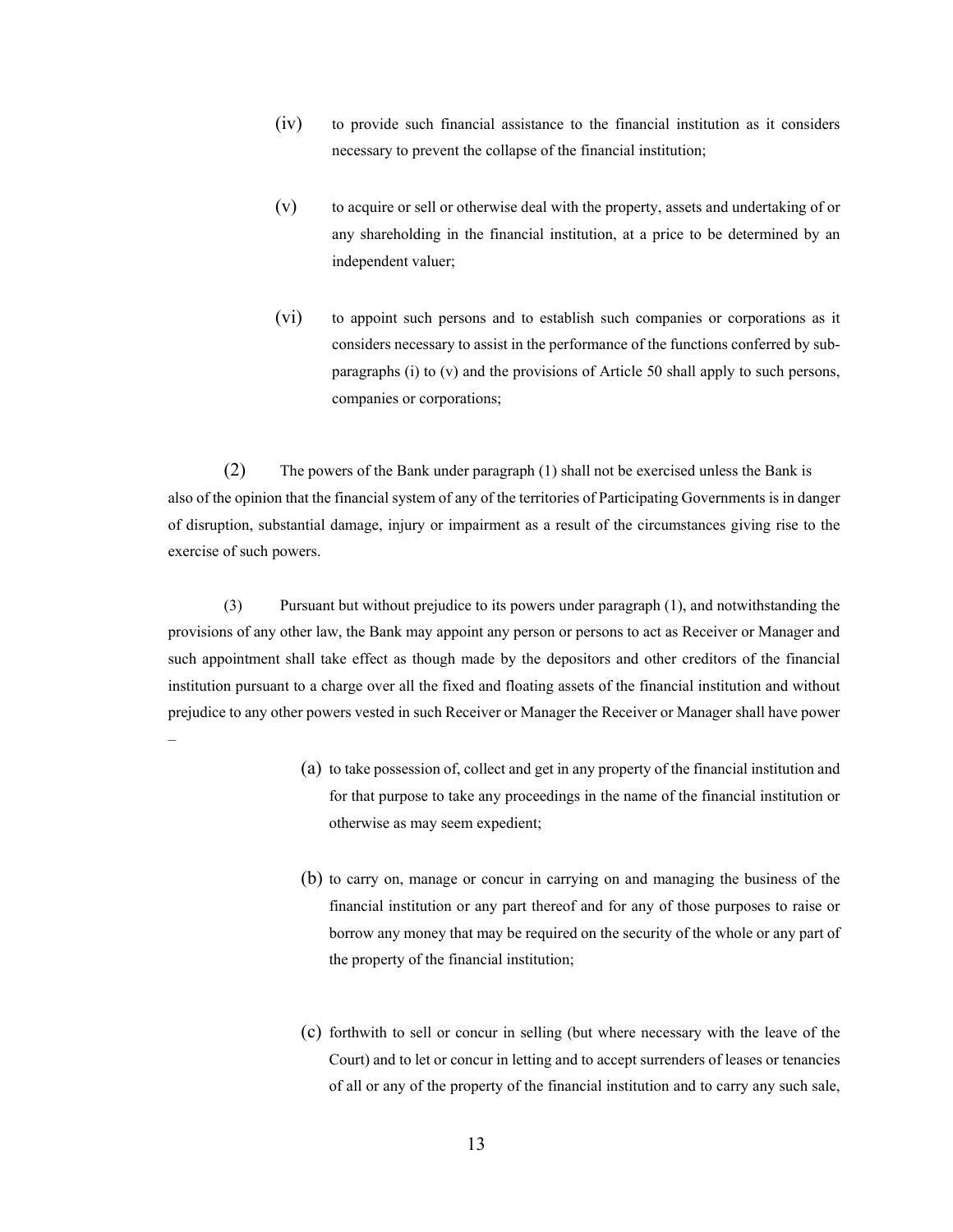(iv) to provide such financial assistance to the financial institution as it considers necessary to prevent the collapse of the financial institution;

(v) to acquire or sell or otherwise deal with the property, assets and undertaking of or any shareholding in the financial institution, at a price to be determined by an independent valuer;

(vi) to appoint such persons and to establish such companies or corporations as it considers necessary to assist in the performance of the functions conferred by sub-paragraphs (i) to (v) and the provisions of Article 50 shall apply to such persons, companies or corporations;

(2) The powers of the Bank under paragraph (1) shall not be exercised unless the Bank is also of the opinion that the financial system of any of the territories of Participating Governments is in danger of disruption, substantial damage, injury or impairment as a result of the circumstances giving rise to the exercise of such powers.

(3) Pursuant but without prejudice to its powers under paragraph (1), and notwithstanding the provisions of any other law, the Bank may appoint any person or persons to act as Receiver or Manager and such appointment shall take effect as though made by the depositors and other creditors of the financial institution pursuant to a charge over all the fixed and floating assets of the financial institution and without prejudice to any other powers vested in such Receiver or Manager the Receiver or Manager shall have power –

(a) to take possession of, collect and get in any property of the financial institution and for that purpose to take any proceedings in the name of the financial institution or otherwise as may seem expedient;

(b) to carry on, manage or concur in carrying on and managing the business of the financial institution or any part thereof and for any of those purposes to raise or borrow any money that may be required on the security of the whole or any part of the property of the financial institution;

(c) forthwith to sell or concur in selling (but where necessary with the leave of the Court) and to let or concur in letting and to accept surrenders of leases or tenancies of all or any of the property of the financial institution and to carry any such sale,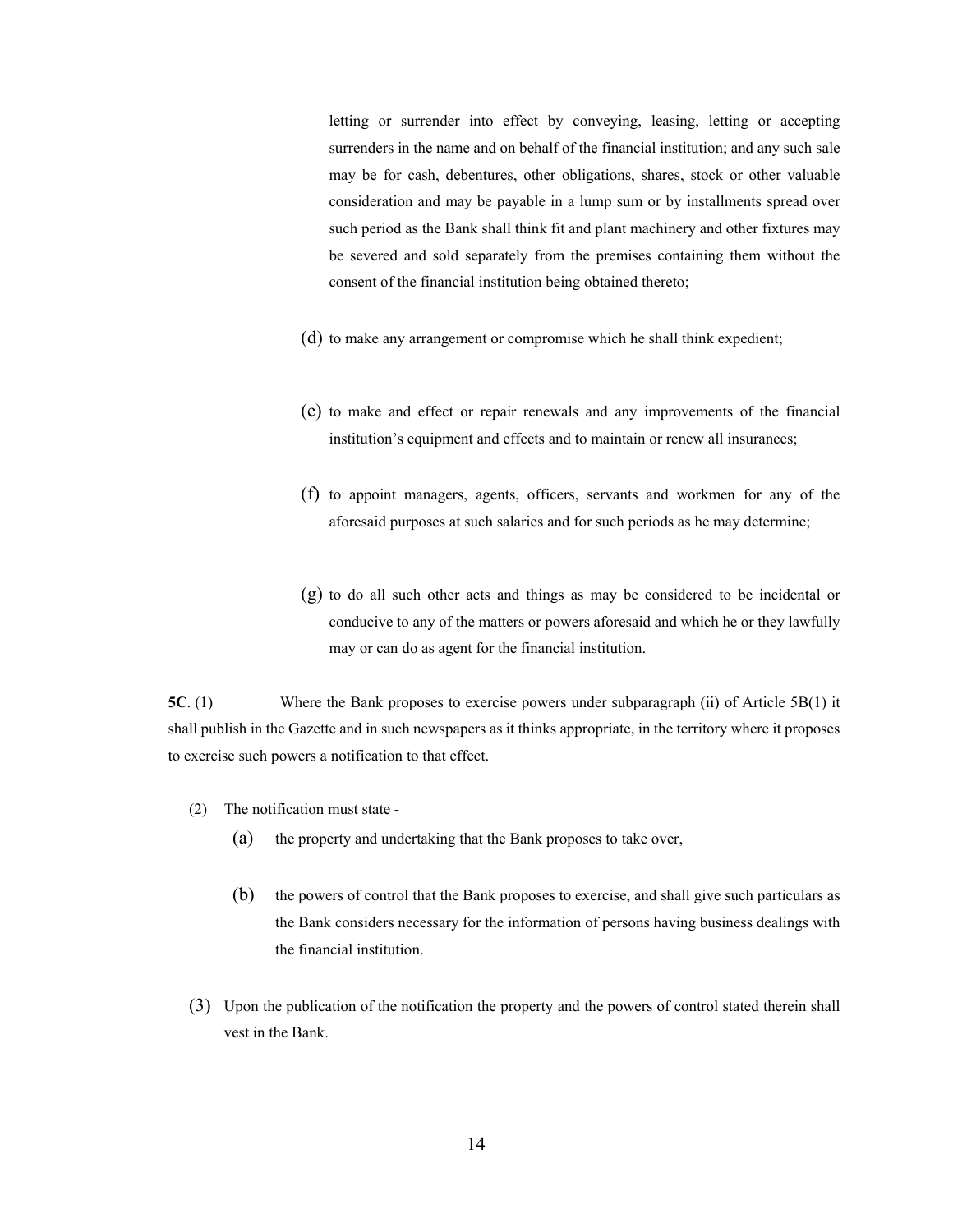letting or surrender into effect by conveying, leasing, letting or accepting surrenders in the name and on behalf of the financial institution; and any such sale may be for cash, debentures, other obligations, shares, stock or other valuable consideration and may be payable in a lump sum or by installments spread over such period as the Bank shall think fit and plant machinery and other fixtures may be severed and sold separately from the premises containing them without the consent of the financial institution being obtained thereto;

(d) to make any arrangement or compromise which he shall think expedient;

(e) to make and effect or repair renewals and any improvements of the financial institution's equipment and effects and to maintain or renew all insurances;

(f) to appoint managers, agents, officers, servants and workmen for any of the aforesaid purposes at such salaries and for such periods as he may determine;

(g) to do all such other acts and things as may be considered to be incidental or conducive to any of the matters or powers aforesaid and which he or they lawfully may or can do as agent for the financial institution.

**5C**. (1) Where the Bank proposes to exercise powers under subparagraph (ii) of Article 5B(1) it shall publish in the Gazette and in such newspapers as it thinks appropriate, in the territory where it proposes to exercise such powers a notification to that effect.

(2) The notification must state -

(a) the property and undertaking that the Bank proposes to take over,

(b) the powers of control that the Bank proposes to exercise, and shall give such particulars as the Bank considers necessary for the information of persons having business dealings with the financial institution.

(3) Upon the publication of the notification the property and the powers of control stated therein shall vest in the Bank.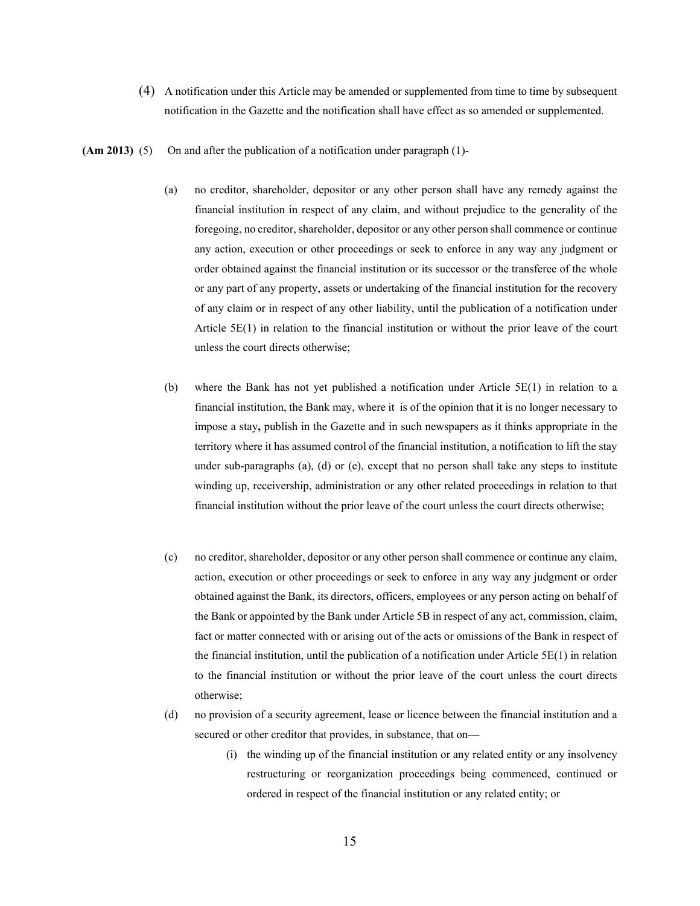(4) A notification under this Article may be amended or supplemented from time to time by subsequent notification in the Gazette and the notification shall have effect as so amended or supplemented.

**(Am 2013)** (5) On and after the publication of a notification under paragraph (1)-

(a) no creditor, shareholder, depositor or any other person shall have any remedy against the financial institution in respect of any claim, and without prejudice to the generality of the foregoing, no creditor, shareholder, depositor or any other person shall commence or continue any action, execution or other proceedings or seek to enforce in any way any judgment or order obtained against the financial institution or its successor or the transferee of the whole or any part of any property, assets or undertaking of the financial institution for the recovery of any claim or in respect of any other liability, until the publication of a notification under Article 5E(1) in relation to the financial institution or without the prior leave of the court unless the court directs otherwise;

(b) where the Bank has not yet published a notification under Article 5E(1) in relation to a financial institution, the Bank may, where it is of the opinion that it is no longer necessary to impose a stay**,** publish in the Gazette and in such newspapers as it thinks appropriate in the territory where it has assumed control of the financial institution, a notification to lift the stay under sub-paragraphs (a), (d) or (e), except that no person shall take any steps to institute winding up, receivership, administration or any other related proceedings in relation to that financial institution without the prior leave of the court unless the court directs otherwise;

(c) no creditor, shareholder, depositor or any other person shall commence or continue any claim, action, execution or other proceedings or seek to enforce in any way any judgment or order obtained against the Bank, its directors, officers, employees or any person acting on behalf of the Bank or appointed by the Bank under Article 5B in respect of any act, commission, claim, fact or matter connected with or arising out of the acts or omissions of the Bank in respect of the financial institution, until the publication of a notification under Article 5E(1) in relation to the financial institution or without the prior leave of the court unless the court directs otherwise;

(d) no provision of a security agreement, lease or licence between the financial institution and a secured or other creditor that provides, in substance, that on—

(i) the winding up of the financial institution or any related entity or any insolvency restructuring or reorganization proceedings being commenced, continued or ordered in respect of the financial institution or any related entity; or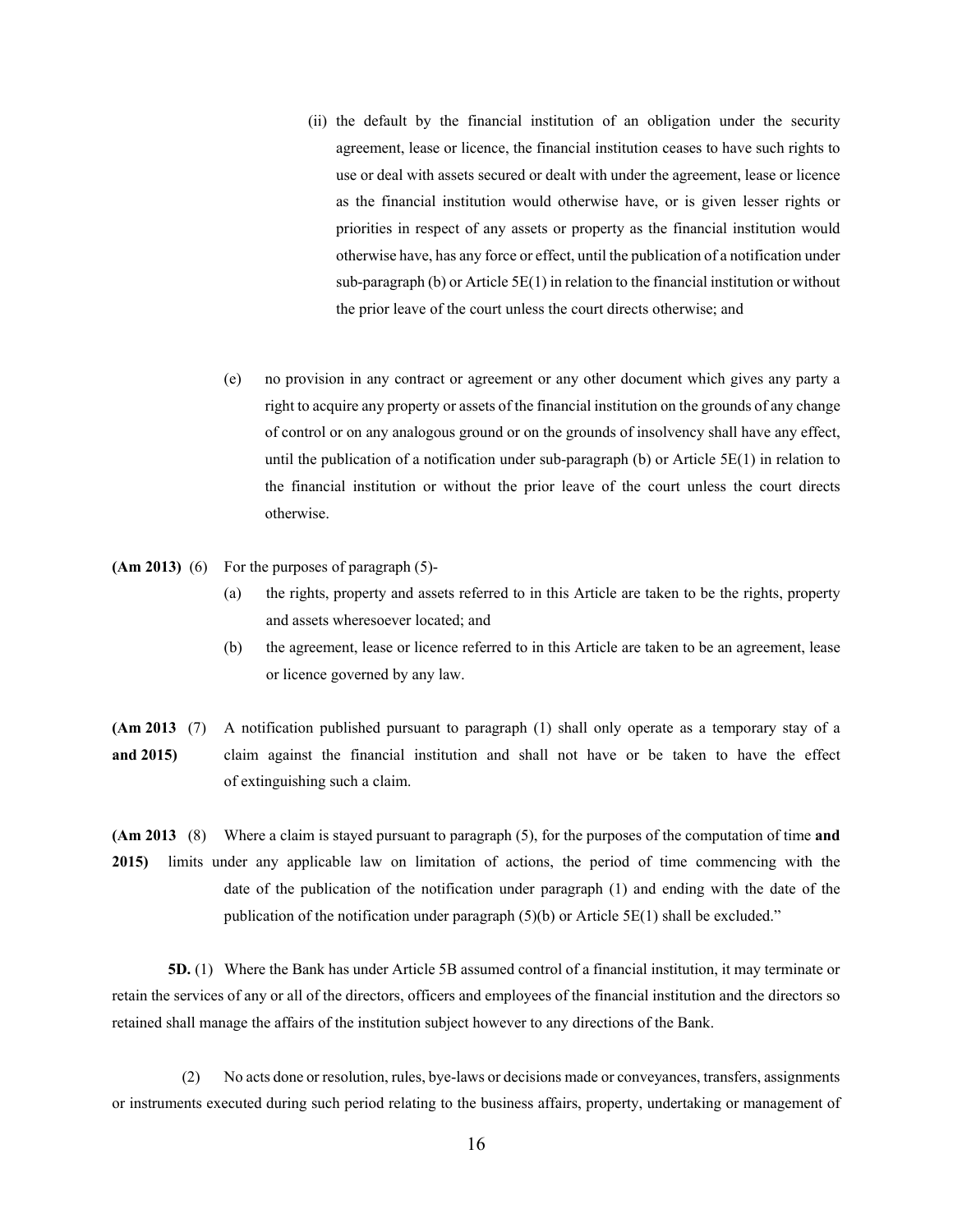(ii) the default by the financial institution of an obligation under the security agreement, lease or licence, the financial institution ceases to have such rights to use or deal with assets secured or dealt with under the agreement, lease or licence as the financial institution would otherwise have, or is given lesser rights or priorities in respect of any assets or property as the financial institution would otherwise have, has any force or effect, until the publication of a notification under sub-paragraph (b) or Article 5E(1) in relation to the financial institution or without the prior leave of the court unless the court directs otherwise; and

(e) no provision in any contract or agreement or any other document which gives any party a right to acquire any property or assets of the financial institution on the grounds of any change of control or on any analogous ground or on the grounds of insolvency shall have any effect, until the publication of a notification under sub-paragraph (b) or Article 5E(1) in relation to the financial institution or without the prior leave of the court unless the court directs otherwise.

**(Am 2013)** (6) For the purposes of paragraph (5)-

(a) the rights, property and assets referred to in this Article are taken to be the rights, property and assets wheresoever located; and

(b) the agreement, lease or licence referred to in this Article are taken to be an agreement, lease or licence governed by any law.

**(Am 2013 and 2015)** (7) A notification published pursuant to paragraph (1) shall only operate as a temporary stay of a claim against the financial institution and shall not have or be taken to have the effect of extinguishing such a claim.

**(Am 2013 2015)** (8) Where a claim is stayed pursuant to paragraph (5), for the purposes of the computation of time **and** limits under any applicable law on limitation of actions, the period of time commencing with the date of the publication of the notification under paragraph (1) and ending with the date of the publication of the notification under paragraph (5)(b) or Article 5E(1) shall be excluded."

**5D.** (1) Where the Bank has under Article 5B assumed control of a financial institution, it may terminate or retain the services of any or all of the directors, officers and employees of the financial institution and the directors so retained shall manage the affairs of the institution subject however to any directions of the Bank.

(2) No acts done or resolution, rules, bye-laws or decisions made or conveyances, transfers, assignments or instruments executed during such period relating to the business affairs, property, undertaking or management of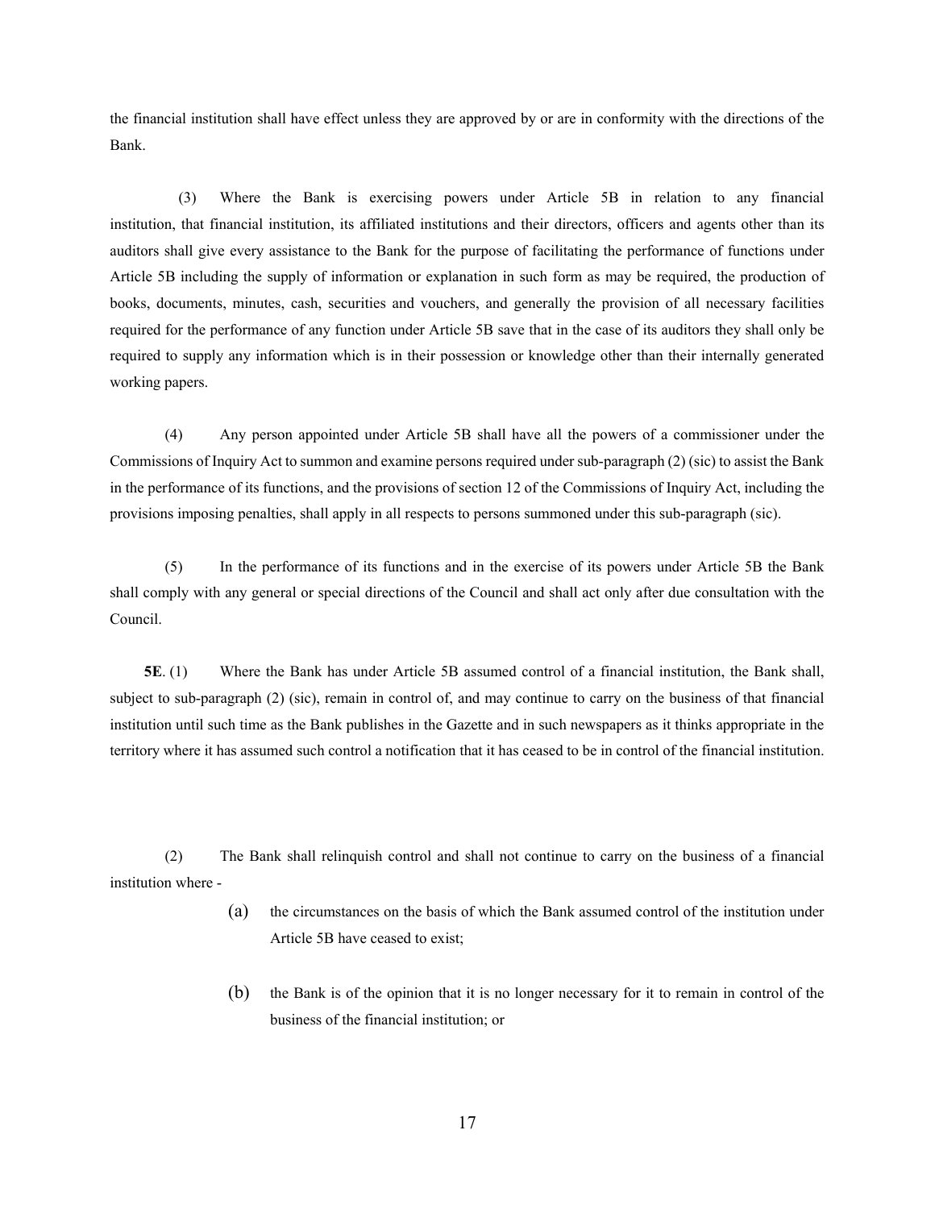the financial institution shall have effect unless they are approved by or are in conformity with the directions of the Bank.

(3) Where the Bank is exercising powers under Article 5B in relation to any financial institution, that financial institution, its affiliated institutions and their directors, officers and agents other than its auditors shall give every assistance to the Bank for the purpose of facilitating the performance of functions under Article 5B including the supply of information or explanation in such form as may be required, the production of books, documents, minutes, cash, securities and vouchers, and generally the provision of all necessary facilities required for the performance of any function under Article 5B save that in the case of its auditors they shall only be required to supply any information which is in their possession or knowledge other than their internally generated working papers.

(4) Any person appointed under Article 5B shall have all the powers of a commissioner under the Commissions of Inquiry Act to summon and examine persons required under sub-paragraph (2) (sic) to assist the Bank in the performance of its functions, and the provisions of section 12 of the Commissions of Inquiry Act, including the provisions imposing penalties, shall apply in all respects to persons summoned under this sub-paragraph (sic).

(5) In the performance of its functions and in the exercise of its powers under Article 5B the Bank shall comply with any general or special directions of the Council and shall act only after due consultation with the Council.

**5E**. (1) Where the Bank has under Article 5B assumed control of a financial institution, the Bank shall, subject to sub-paragraph (2) (sic), remain in control of, and may continue to carry on the business of that financial institution until such time as the Bank publishes in the Gazette and in such newspapers as it thinks appropriate in the territory where it has assumed such control a notification that it has ceased to be in control of the financial institution.

(2) The Bank shall relinquish control and shall not continue to carry on the business of a financial institution where -

(a) the circumstances on the basis of which the Bank assumed control of the institution under Article 5B have ceased to exist;

(b) the Bank is of the opinion that it is no longer necessary for it to remain in control of the business of the financial institution; or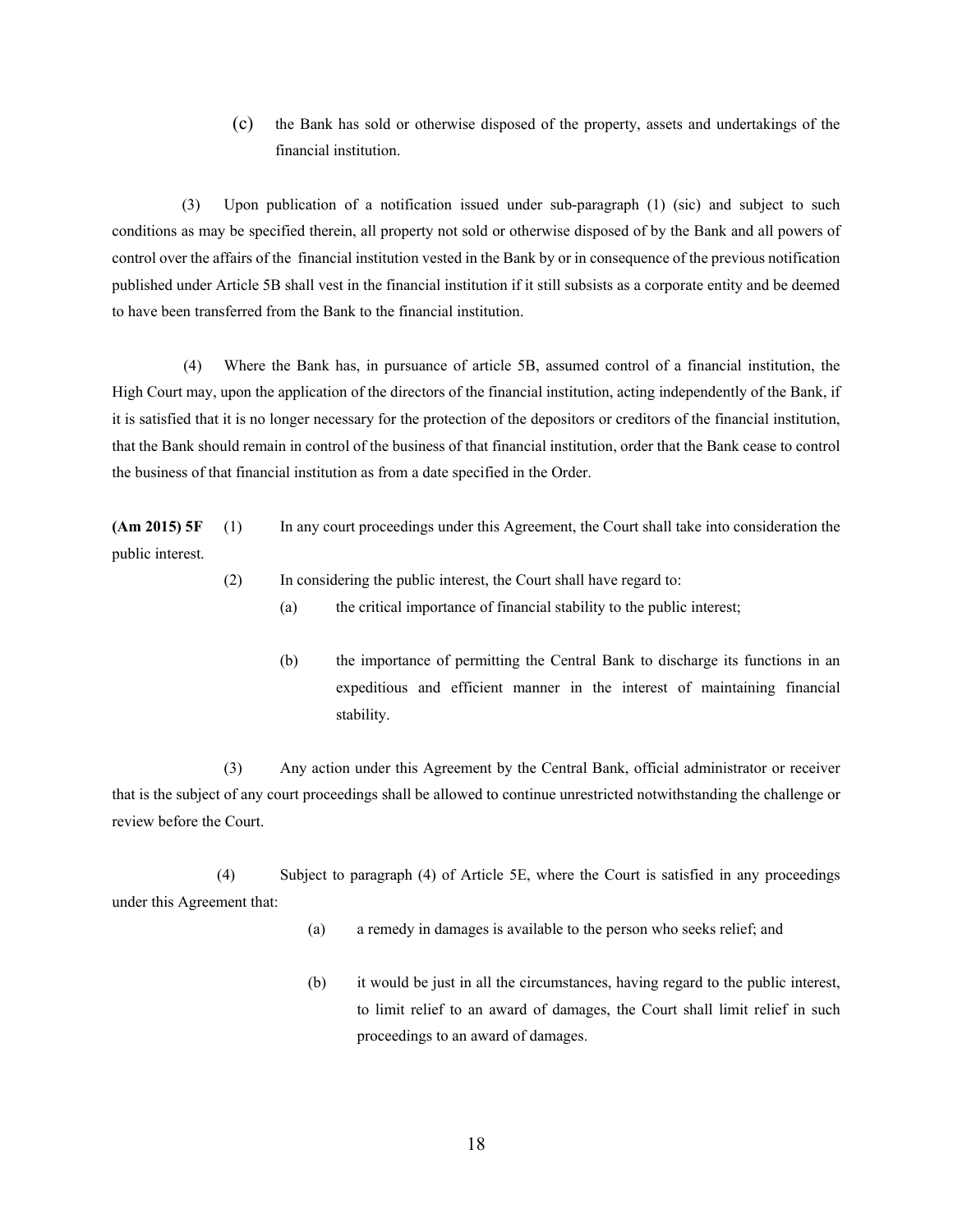(c) the Bank has sold or otherwise disposed of the property, assets and undertakings of the financial institution.

(3) Upon publication of a notification issued under sub-paragraph (1) (sic) and subject to such conditions as may be specified therein, all property not sold or otherwise disposed of by the Bank and all powers of control over the affairs of the financial institution vested in the Bank by or in consequence of the previous notification published under Article 5B shall vest in the financial institution if it still subsists as a corporate entity and be deemed to have been transferred from the Bank to the financial institution.

(4) Where the Bank has, in pursuance of article 5B, assumed control of a financial institution, the High Court may, upon the application of the directors of the financial institution, acting independently of the Bank, if it is satisfied that it is no longer necessary for the protection of the depositors or creditors of the financial institution, that the Bank should remain in control of the business of that financial institution, order that the Bank cease to control the business of that financial institution as from a date specified in the Order.

**(Am 2015) 5F** (1) In any court proceedings under this Agreement, the Court shall take into consideration the public interest.

(2) In considering the public interest, the Court shall have regard to:

(a) the critical importance of financial stability to the public interest;

(b) the importance of permitting the Central Bank to discharge its functions in an expeditious and efficient manner in the interest of maintaining financial stability.

(3) Any action under this Agreement by the Central Bank, official administrator or receiver that is the subject of any court proceedings shall be allowed to continue unrestricted notwithstanding the challenge or review before the Court.

(4) Subject to paragraph (4) of Article 5E, where the Court is satisfied in any proceedings under this Agreement that:

(a) a remedy in damages is available to the person who seeks relief; and

(b) it would be just in all the circumstances, having regard to the public interest, to limit relief to an award of damages, the Court shall limit relief in such proceedings to an award of damages.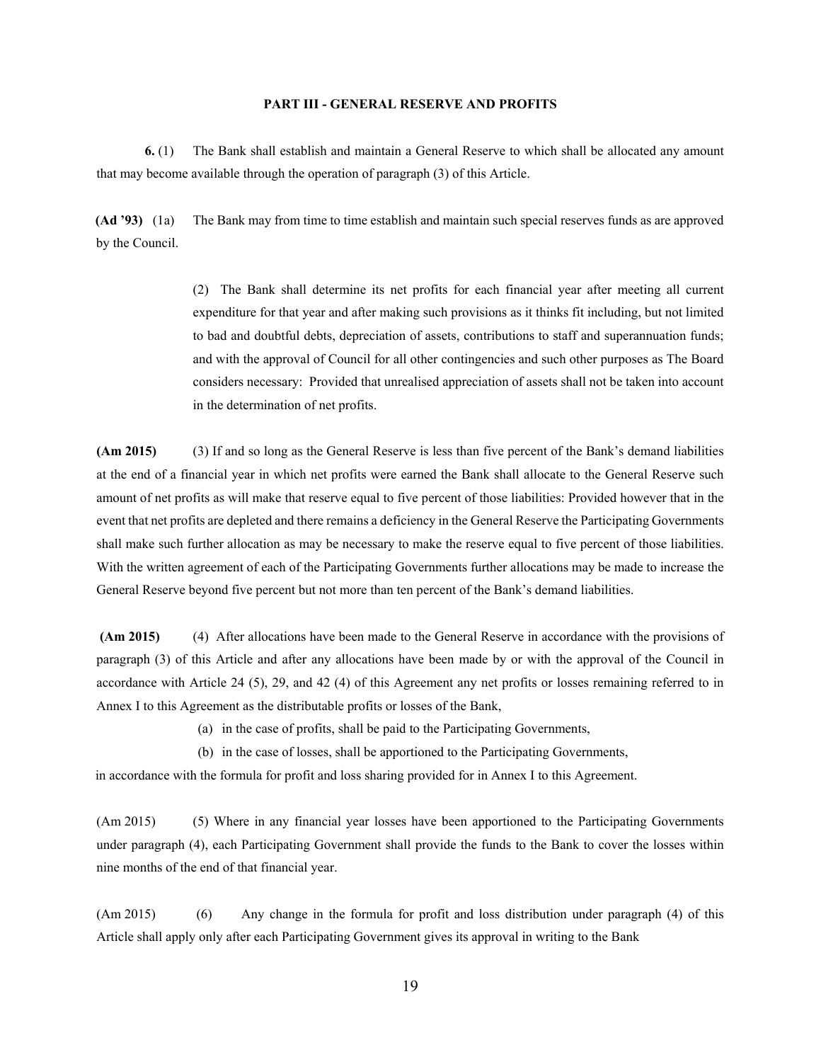## PART III - GENERAL RESERVE AND PROFITS

**6.** (1) The Bank shall establish and maintain a General Reserve to which shall be allocated any amount that may become available through the operation of paragraph (3) of this Article.

**(Ad '93)** (1a) The Bank may from time to time establish and maintain such special reserves funds as are approved by the Council.

(2) The Bank shall determine its net profits for each financial year after meeting all current expenditure for that year and after making such provisions as it thinks fit including, but not limited to bad and doubtful debts, depreciation of assets, contributions to staff and superannuation funds; and with the approval of Council for all other contingencies and such other purposes as The Board considers necessary: Provided that unrealised appreciation of assets shall not be taken into account in the determination of net profits.

**(Am 2015)** (3) If and so long as the General Reserve is less than five percent of the Bank's demand liabilities at the end of a financial year in which net profits were earned the Bank shall allocate to the General Reserve such amount of net profits as will make that reserve equal to five percent of those liabilities: Provided however that in the event that net profits are depleted and there remains a deficiency in the General Reserve the Participating Governments shall make such further allocation as may be necessary to make the reserve equal to five percent of those liabilities. With the written agreement of each of the Participating Governments further allocations may be made to increase the General Reserve beyond five percent but not more than ten percent of the Bank's demand liabilities.

**(Am 2015)** (4) After allocations have been made to the General Reserve in accordance with the provisions of paragraph (3) of this Article and after any allocations have been made by or with the approval of the Council in accordance with Article 24 (5), 29, and 42 (4) of this Agreement any net profits or losses remaining referred to in Annex I to this Agreement as the distributable profits or losses of the Bank,

(a) in the case of profits, shall be paid to the Participating Governments,

(b) in the case of losses, shall be apportioned to the Participating Governments,

in accordance with the formula for profit and loss sharing provided for in Annex I to this Agreement.

(Am 2015) (5) Where in any financial year losses have been apportioned to the Participating Governments under paragraph (4), each Participating Government shall provide the funds to the Bank to cover the losses within nine months of the end of that financial year.

(Am 2015) (6) Any change in the formula for profit and loss distribution under paragraph (4) of this Article shall apply only after each Participating Government gives its approval in writing to the Bank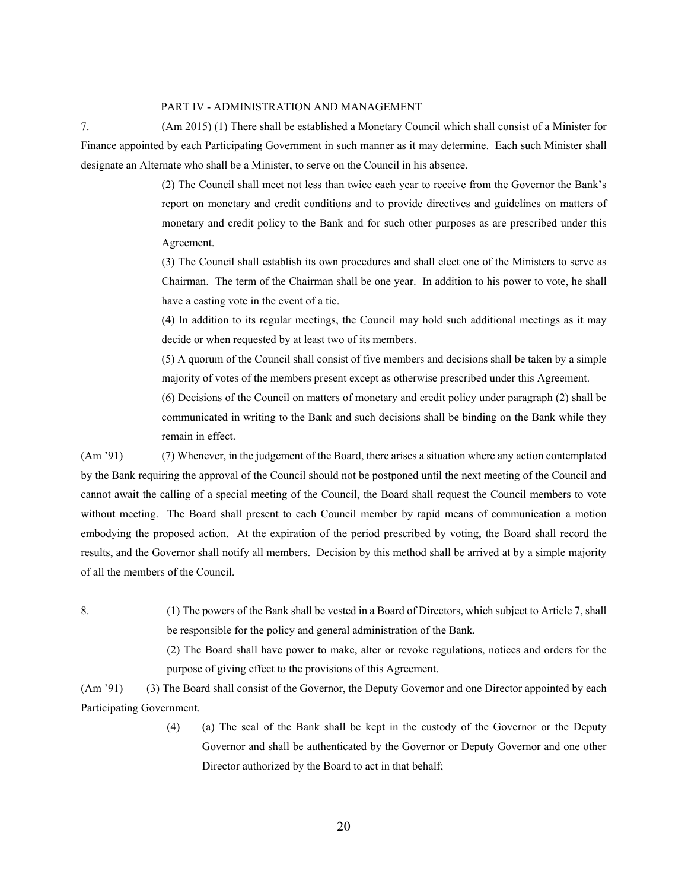## PART IV - ADMINISTRATION AND MANAGEMENT

7. (Am 2015) (1) There shall be established a Monetary Council which shall consist of a Minister for Finance appointed by each Participating Government in such manner as it may determine. Each such Minister shall designate an Alternate who shall be a Minister, to serve on the Council in his absence.

(2) The Council shall meet not less than twice each year to receive from the Governor the Bank's report on monetary and credit conditions and to provide directives and guidelines on matters of monetary and credit policy to the Bank and for such other purposes as are prescribed under this Agreement.

(3) The Council shall establish its own procedures and shall elect one of the Ministers to serve as Chairman. The term of the Chairman shall be one year. In addition to his power to vote, he shall have a casting vote in the event of a tie.

(4) In addition to its regular meetings, the Council may hold such additional meetings as it may decide or when requested by at least two of its members.

(5) A quorum of the Council shall consist of five members and decisions shall be taken by a simple majority of votes of the members present except as otherwise prescribed under this Agreement.

(6) Decisions of the Council on matters of monetary and credit policy under paragraph (2) shall be communicated in writing to the Bank and such decisions shall be binding on the Bank while they remain in effect.

(Am '91) (7) Whenever, in the judgement of the Board, there arises a situation where any action contemplated by the Bank requiring the approval of the Council should not be postponed until the next meeting of the Council and cannot await the calling of a special meeting of the Council, the Board shall request the Council members to vote without meeting. The Board shall present to each Council member by rapid means of communication a motion embodying the proposed action. At the expiration of the period prescribed by voting, the Board shall record the results, and the Governor shall notify all members. Decision by this method shall be arrived at by a simple majority of all the members of the Council.

8. (1) The powers of the Bank shall be vested in a Board of Directors, which subject to Article 7, shall be responsible for the policy and general administration of the Bank.

(2) The Board shall have power to make, alter or revoke regulations, notices and orders for the purpose of giving effect to the provisions of this Agreement.

(Am '91) (3) The Board shall consist of the Governor, the Deputy Governor and one Director appointed by each Participating Government.

(4) (a) The seal of the Bank shall be kept in the custody of the Governor or the Deputy Governor and shall be authenticated by the Governor or Deputy Governor and one other Director authorized by the Board to act in that behalf;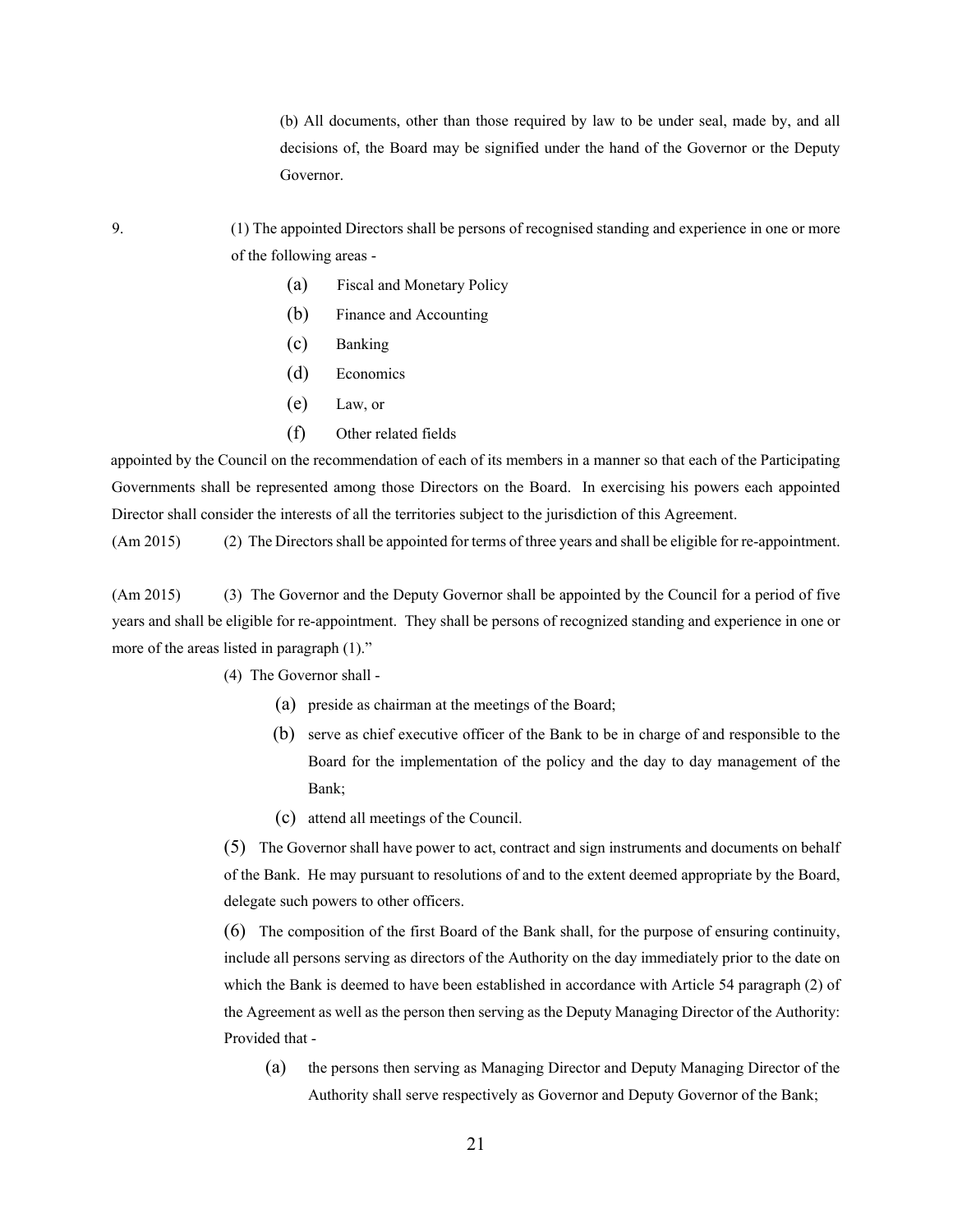(b) All documents, other than those required by law to be under seal, made by, and all decisions of, the Board may be signified under the hand of the Governor or the Deputy Governor.

9. (1) The appointed Directors shall be persons of recognised standing and experience in one or more of the following areas -

(a) Fiscal and Monetary Policy

(b) Finance and Accounting

(c) Banking

(d) Economics

(e) Law, or

(f) Other related fields

appointed by the Council on the recommendation of each of its members in a manner so that each of the Participating Governments shall be represented among those Directors on the Board. In exercising his powers each appointed Director shall consider the interests of all the territories subject to the jurisdiction of this Agreement.

(Am 2015) (2) The Directors shall be appointed for terms of three years and shall be eligible for re-appointment.

(Am 2015) (3) The Governor and the Deputy Governor shall be appointed by the Council for a period of five years and shall be eligible for re-appointment. They shall be persons of recognized standing and experience in one or more of the areas listed in paragraph (1)."

(4) The Governor shall -

(a) preside as chairman at the meetings of the Board;

(b) serve as chief executive officer of the Bank to be in charge of and responsible to the Board for the implementation of the policy and the day to day management of the Bank;

(c) attend all meetings of the Council.

(5) The Governor shall have power to act, contract and sign instruments and documents on behalf of the Bank. He may pursuant to resolutions of and to the extent deemed appropriate by the Board, delegate such powers to other officers.

(6) The composition of the first Board of the Bank shall, for the purpose of ensuring continuity, include all persons serving as directors of the Authority on the day immediately prior to the date on which the Bank is deemed to have been established in accordance with Article 54 paragraph (2) of the Agreement as well as the person then serving as the Deputy Managing Director of the Authority: Provided that -

(a) the persons then serving as Managing Director and Deputy Managing Director of the Authority shall serve respectively as Governor and Deputy Governor of the Bank;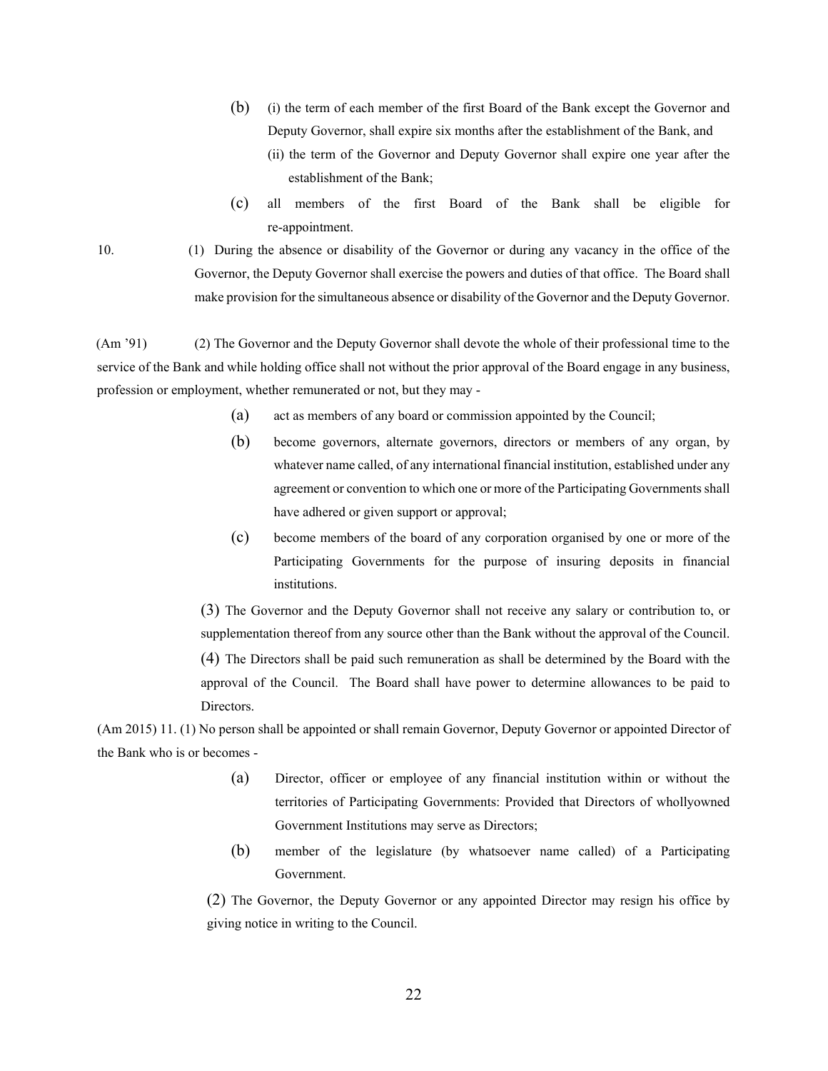(b) (i) the term of each member of the first Board of the Bank except the Governor and Deputy Governor, shall expire six months after the establishment of the Bank, and

(ii) the term of the Governor and Deputy Governor shall expire one year after the establishment of the Bank;

(c) all members of the first Board of the Bank shall be eligible for re-appointment.

10. (1) During the absence or disability of the Governor or during any vacancy in the office of the Governor, the Deputy Governor shall exercise the powers and duties of that office. The Board shall make provision for the simultaneous absence or disability of the Governor and the Deputy Governor.

(Am '91) (2) The Governor and the Deputy Governor shall devote the whole of their professional time to the service of the Bank and while holding office shall not without the prior approval of the Board engage in any business, profession or employment, whether remunerated or not, but they may -

(a) act as members of any board or commission appointed by the Council;

(b) become governors, alternate governors, directors or members of any organ, by whatever name called, of any international financial institution, established under any agreement or convention to which one or more of the Participating Governments shall have adhered or given support or approval;

(c) become members of the board of any corporation organised by one or more of the Participating Governments for the purpose of insuring deposits in financial institutions.

(3) The Governor and the Deputy Governor shall not receive any salary or contribution to, or supplementation thereof from any source other than the Bank without the approval of the Council.

(4) The Directors shall be paid such remuneration as shall be determined by the Board with the approval of the Council. The Board shall have power to determine allowances to be paid to Directors.

(Am 2015) 11. (1) No person shall be appointed or shall remain Governor, Deputy Governor or appointed Director of the Bank who is or becomes -

(a) Director, officer or employee of any financial institution within or without the territories of Participating Governments: Provided that Directors of whollyowned Government Institutions may serve as Directors;

(b) member of the legislature (by whatsoever name called) of a Participating Government.

(2) The Governor, the Deputy Governor or any appointed Director may resign his office by giving notice in writing to the Council.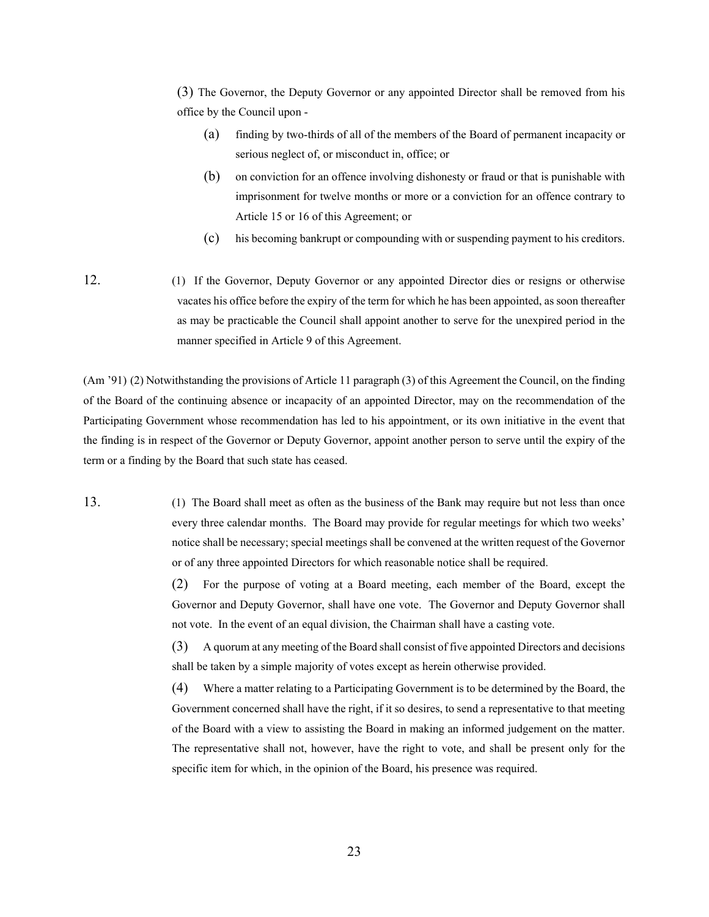(3) The Governor, the Deputy Governor or any appointed Director shall be removed from his office by the Council upon -

(a) finding by two-thirds of all of the members of the Board of permanent incapacity or serious neglect of, or misconduct in, office; or

(b) on conviction for an offence involving dishonesty or fraud or that is punishable with imprisonment for twelve months or more or a conviction for an offence contrary to Article 15 or 16 of this Agreement; or

(c) his becoming bankrupt or compounding with or suspending payment to his creditors.

12. (1) If the Governor, Deputy Governor or any appointed Director dies or resigns or otherwise vacates his office before the expiry of the term for which he has been appointed, as soon thereafter as may be practicable the Council shall appoint another to serve for the unexpired period in the manner specified in Article 9 of this Agreement.

(Am '91) (2) Notwithstanding the provisions of Article 11 paragraph (3) of this Agreement the Council, on the finding of the Board of the continuing absence or incapacity of an appointed Director, may on the recommendation of the Participating Government whose recommendation has led to his appointment, or its own initiative in the event that the finding is in respect of the Governor or Deputy Governor, appoint another person to serve until the expiry of the term or a finding by the Board that such state has ceased.

13. (1) The Board shall meet as often as the business of the Bank may require but not less than once every three calendar months. The Board may provide for regular meetings for which two weeks' notice shall be necessary; special meetings shall be convened at the written request of the Governor or of any three appointed Directors for which reasonable notice shall be required.

(2) For the purpose of voting at a Board meeting, each member of the Board, except the Governor and Deputy Governor, shall have one vote. The Governor and Deputy Governor shall not vote. In the event of an equal division, the Chairman shall have a casting vote.

(3) A quorum at any meeting of the Board shall consist of five appointed Directors and decisions shall be taken by a simple majority of votes except as herein otherwise provided.

(4) Where a matter relating to a Participating Government is to be determined by the Board, the Government concerned shall have the right, if it so desires, to send a representative to that meeting of the Board with a view to assisting the Board in making an informed judgement on the matter. The representative shall not, however, have the right to vote, and shall be present only for the specific item for which, in the opinion of the Board, his presence was required.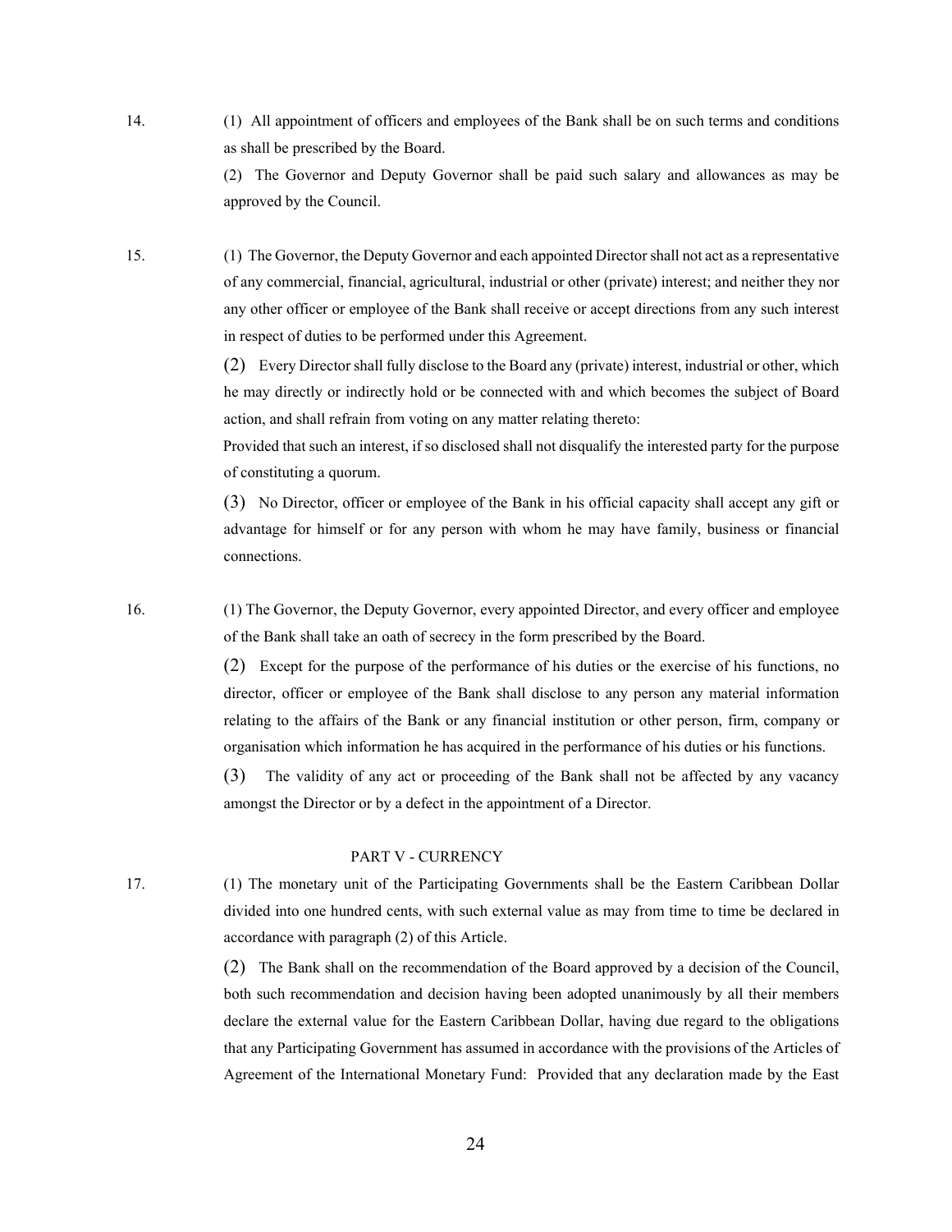14. (1) All appointment of officers and employees of the Bank shall be on such terms and conditions as shall be prescribed by the Board.

(2) The Governor and Deputy Governor shall be paid such salary and allowances as may be approved by the Council.

15. (1) The Governor, the Deputy Governor and each appointed Director shall not act as a representative of any commercial, financial, agricultural, industrial or other (private) interest; and neither they nor any other officer or employee of the Bank shall receive or accept directions from any such interest in respect of duties to be performed under this Agreement.

(2) Every Director shall fully disclose to the Board any (private) interest, industrial or other, which he may directly or indirectly hold or be connected with and which becomes the subject of Board action, and shall refrain from voting on any matter relating thereto:

Provided that such an interest, if so disclosed shall not disqualify the interested party for the purpose of constituting a quorum.

(3) No Director, officer or employee of the Bank in his official capacity shall accept any gift or advantage for himself or for any person with whom he may have family, business or financial connections.

16. (1) The Governor, the Deputy Governor, every appointed Director, and every officer and employee of the Bank shall take an oath of secrecy in the form prescribed by the Board.

(2) Except for the purpose of the performance of his duties or the exercise of his functions, no director, officer or employee of the Bank shall disclose to any person any material information relating to the affairs of the Bank or any financial institution or other person, firm, company or organisation which information he has acquired in the performance of his duties or his functions.

(3) The validity of any act or proceeding of the Bank shall not be affected by any vacancy amongst the Director or by a defect in the appointment of a Director.

## PART V - CURRENCY

17. (1) The monetary unit of the Participating Governments shall be the Eastern Caribbean Dollar divided into one hundred cents, with such external value as may from time to time be declared in accordance with paragraph (2) of this Article.

(2) The Bank shall on the recommendation of the Board approved by a decision of the Council, both such recommendation and decision having been adopted unanimously by all their members declare the external value for the Eastern Caribbean Dollar, having due regard to the obligations that any Participating Government has assumed in accordance with the provisions of the Articles of Agreement of the International Monetary Fund: Provided that any declaration made by the East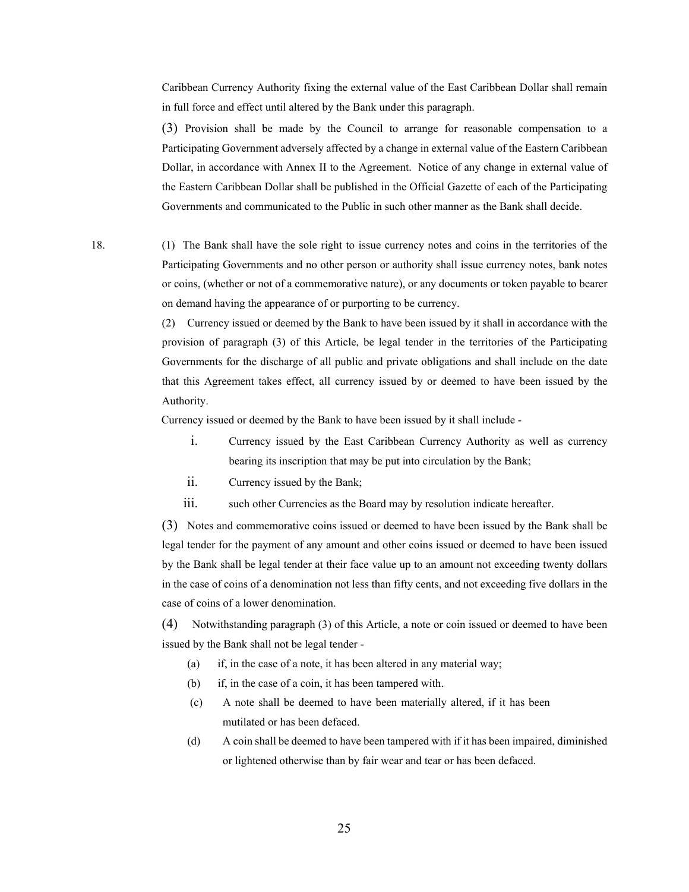Caribbean Currency Authority fixing the external value of the East Caribbean Dollar shall remain in full force and effect until altered by the Bank under this paragraph.

(3) Provision shall be made by the Council to arrange for reasonable compensation to a Participating Government adversely affected by a change in external value of the Eastern Caribbean Dollar, in accordance with Annex II to the Agreement. Notice of any change in external value of the Eastern Caribbean Dollar shall be published in the Official Gazette of each of the Participating Governments and communicated to the Public in such other manner as the Bank shall decide.

18. (1) The Bank shall have the sole right to issue currency notes and coins in the territories of the Participating Governments and no other person or authority shall issue currency notes, bank notes or coins, (whether or not of a commemorative nature), or any documents or token payable to bearer on demand having the appearance of or purporting to be currency.

(2) Currency issued or deemed by the Bank to have been issued by it shall in accordance with the provision of paragraph (3) of this Article, be legal tender in the territories of the Participating Governments for the discharge of all public and private obligations and shall include on the date that this Agreement takes effect, all currency issued by or deemed to have been issued by the Authority.

Currency issued or deemed by the Bank to have been issued by it shall include -

i. Currency issued by the East Caribbean Currency Authority as well as currency bearing its inscription that may be put into circulation by the Bank;

ii. Currency issued by the Bank;

iii. such other Currencies as the Board may by resolution indicate hereafter.

(3) Notes and commemorative coins issued or deemed to have been issued by the Bank shall be legal tender for the payment of any amount and other coins issued or deemed to have been issued by the Bank shall be legal tender at their face value up to an amount not exceeding twenty dollars in the case of coins of a denomination not less than fifty cents, and not exceeding five dollars in the case of coins of a lower denomination.

(4) Notwithstanding paragraph (3) of this Article, a note or coin issued or deemed to have been issued by the Bank shall not be legal tender -

(a) if, in the case of a note, it has been altered in any material way;

(b) if, in the case of a coin, it has been tampered with.

(c) A note shall be deemed to have been materially altered, if it has been mutilated or has been defaced.

(d) A coin shall be deemed to have been tampered with if it has been impaired, diminished or lightened otherwise than by fair wear and tear or has been defaced.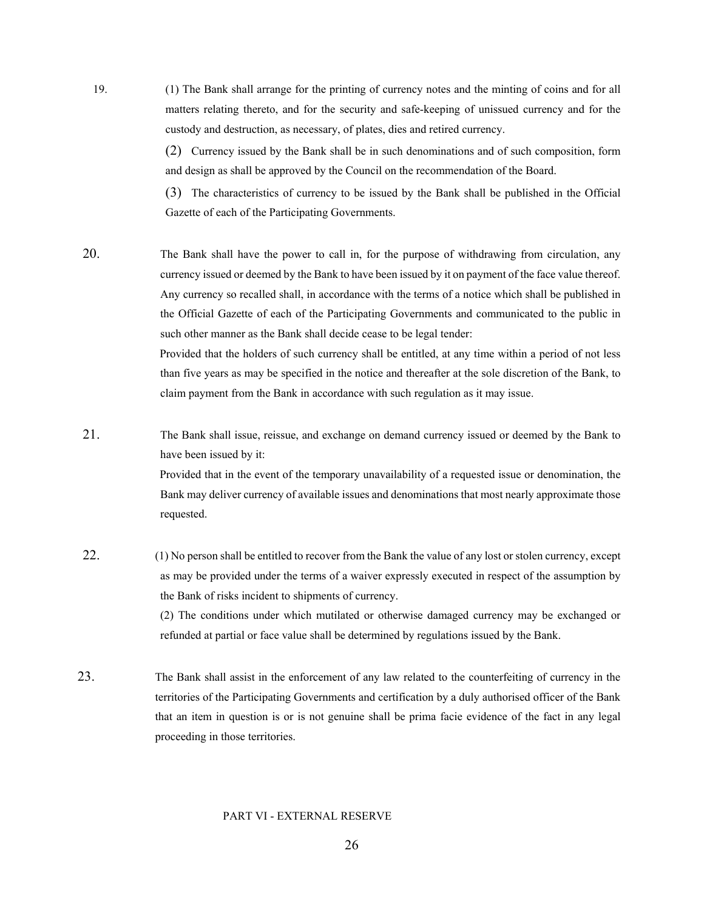19. (1) The Bank shall arrange for the printing of currency notes and the minting of coins and for all matters relating thereto, and for the security and safe-keeping of unissued currency and for the custody and destruction, as necessary, of plates, dies and retired currency.

(2) Currency issued by the Bank shall be in such denominations and of such composition, form and design as shall be approved by the Council on the recommendation of the Board.

(3) The characteristics of currency to be issued by the Bank shall be published in the Official Gazette of each of the Participating Governments.

20. The Bank shall have the power to call in, for the purpose of withdrawing from circulation, any currency issued or deemed by the Bank to have been issued by it on payment of the face value thereof. Any currency so recalled shall, in accordance with the terms of a notice which shall be published in the Official Gazette of each of the Participating Governments and communicated to the public in such other manner as the Bank shall decide cease to be legal tender:

Provided that the holders of such currency shall be entitled, at any time within a period of not less than five years as may be specified in the notice and thereafter at the sole discretion of the Bank, to claim payment from the Bank in accordance with such regulation as it may issue.

21. The Bank shall issue, reissue, and exchange on demand currency issued or deemed by the Bank to have been issued by it:

Provided that in the event of the temporary unavailability of a requested issue or denomination, the Bank may deliver currency of available issues and denominations that most nearly approximate those requested.

22. (1) No person shall be entitled to recover from the Bank the value of any lost or stolen currency, except as may be provided under the terms of a waiver expressly executed in respect of the assumption by the Bank of risks incident to shipments of currency.

(2) The conditions under which mutilated or otherwise damaged currency may be exchanged or refunded at partial or face value shall be determined by regulations issued by the Bank.

23. The Bank shall assist in the enforcement of any law related to the counterfeiting of currency in the territories of the Participating Governments and certification by a duly authorised officer of the Bank that an item in question is or is not genuine shall be prima facie evidence of the fact in any legal proceeding in those territories.

## PART VI - EXTERNAL RESERVE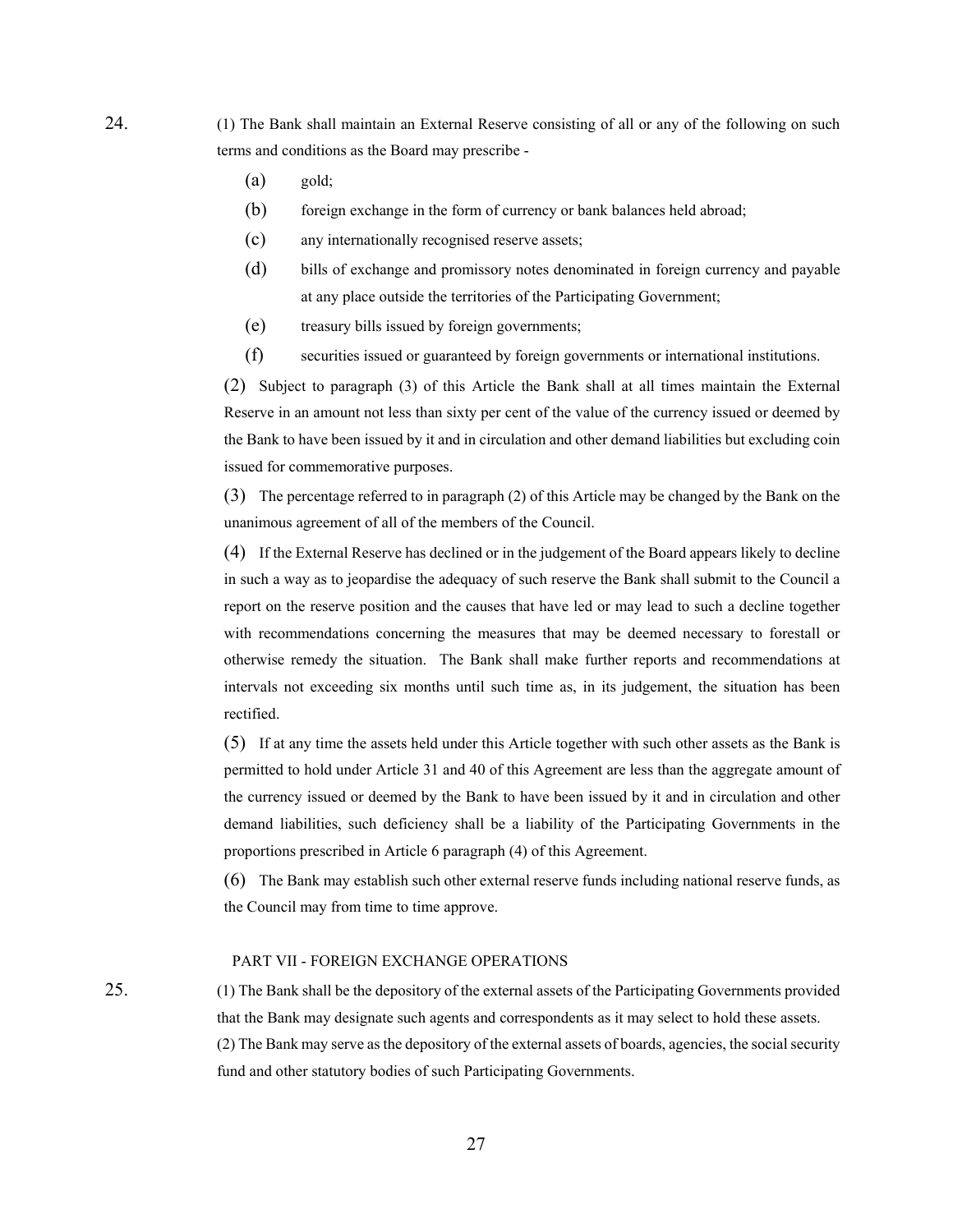24. (1) The Bank shall maintain an External Reserve consisting of all or any of the following on such terms and conditions as the Board may prescribe -

(a) gold;

(b) foreign exchange in the form of currency or bank balances held abroad;

(c) any internationally recognised reserve assets;

(d) bills of exchange and promissory notes denominated in foreign currency and payable at any place outside the territories of the Participating Government;

(e) treasury bills issued by foreign governments;

(f) securities issued or guaranteed by foreign governments or international institutions.

(2) Subject to paragraph (3) of this Article the Bank shall at all times maintain the External Reserve in an amount not less than sixty per cent of the value of the currency issued or deemed by the Bank to have been issued by it and in circulation and other demand liabilities but excluding coin issued for commemorative purposes.

(3) The percentage referred to in paragraph (2) of this Article may be changed by the Bank on the unanimous agreement of all of the members of the Council.

(4) If the External Reserve has declined or in the judgement of the Board appears likely to decline in such a way as to jeopardise the adequacy of such reserve the Bank shall submit to the Council a report on the reserve position and the causes that have led or may lead to such a decline together with recommendations concerning the measures that may be deemed necessary to forestall or otherwise remedy the situation. The Bank shall make further reports and recommendations at intervals not exceeding six months until such time as, in its judgement, the situation has been rectified.

(5) If at any time the assets held under this Article together with such other assets as the Bank is permitted to hold under Article 31 and 40 of this Agreement are less than the aggregate amount of the currency issued or deemed by the Bank to have been issued by it and in circulation and other demand liabilities, such deficiency shall be a liability of the Participating Governments in the proportions prescribed in Article 6 paragraph (4) of this Agreement.

(6) The Bank may establish such other external reserve funds including national reserve funds, as the Council may from time to time approve.

## PART VII - FOREIGN EXCHANGE OPERATIONS

25. (1) The Bank shall be the depository of the external assets of the Participating Governments provided that the Bank may designate such agents and correspondents as it may select to hold these assets.

(2) The Bank may serve as the depository of the external assets of boards, agencies, the social security fund and other statutory bodies of such Participating Governments.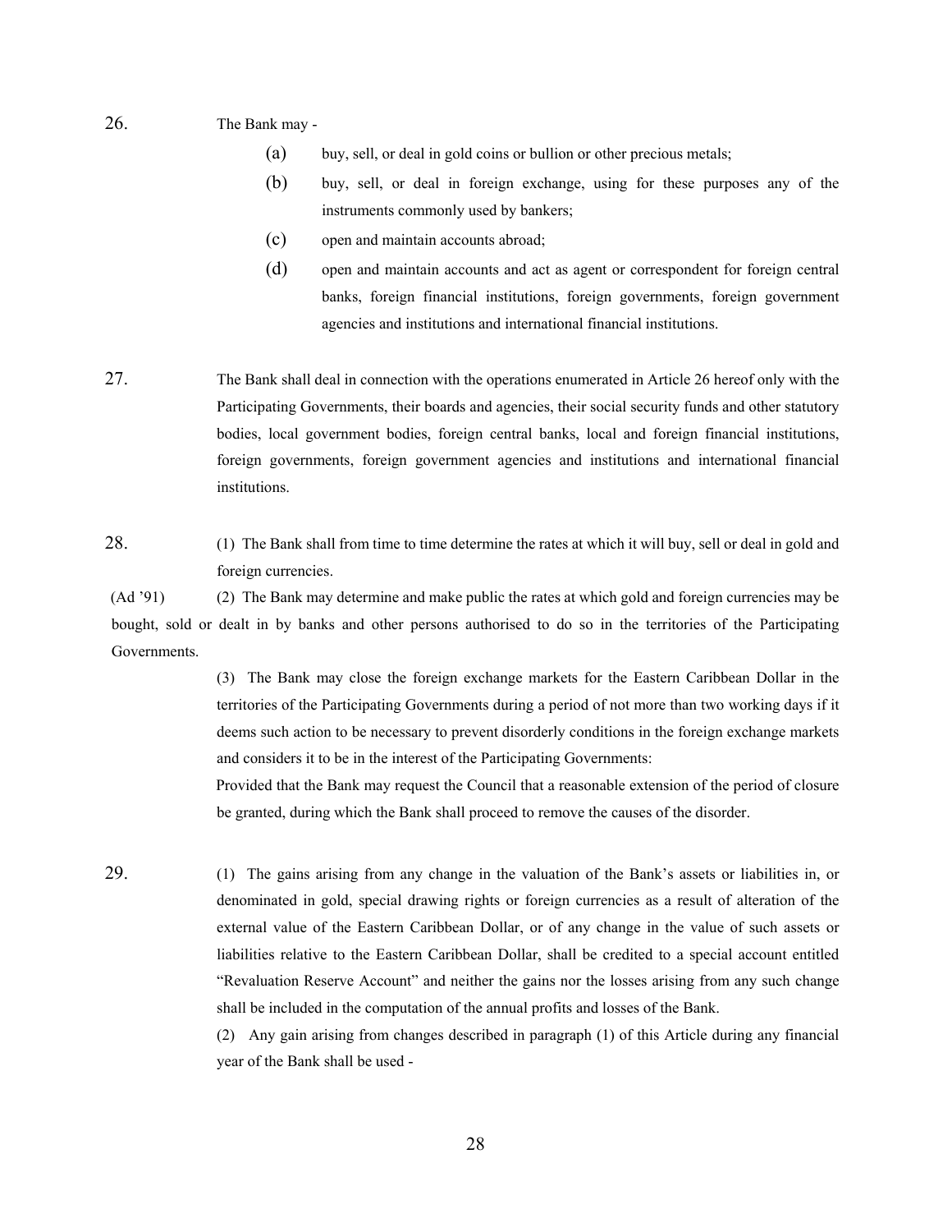26. The Bank may -

(a) buy, sell, or deal in gold coins or bullion or other precious metals;

(b) buy, sell, or deal in foreign exchange, using for these purposes any of the instruments commonly used by bankers;

(c) open and maintain accounts abroad;

(d) open and maintain accounts and act as agent or correspondent for foreign central banks, foreign financial institutions, foreign governments, foreign government agencies and institutions and international financial institutions.

27. The Bank shall deal in connection with the operations enumerated in Article 26 hereof only with the Participating Governments, their boards and agencies, their social security funds and other statutory bodies, local government bodies, foreign central banks, local and foreign financial institutions, foreign governments, foreign government agencies and institutions and international financial institutions.

28. (1) The Bank shall from time to time determine the rates at which it will buy, sell or deal in gold and foreign currencies.

(Ad '91) (2) The Bank may determine and make public the rates at which gold and foreign currencies may be bought, sold or dealt in by banks and other persons authorised to do so in the territories of the Participating Governments.

(3) The Bank may close the foreign exchange markets for the Eastern Caribbean Dollar in the territories of the Participating Governments during a period of not more than two working days if it deems such action to be necessary to prevent disorderly conditions in the foreign exchange markets and considers it to be in the interest of the Participating Governments:

Provided that the Bank may request the Council that a reasonable extension of the period of closure be granted, during which the Bank shall proceed to remove the causes of the disorder.

29. (1) The gains arising from any change in the valuation of the Bank's assets or liabilities in, or denominated in gold, special drawing rights or foreign currencies as a result of alteration of the external value of the Eastern Caribbean Dollar, or of any change in the value of such assets or liabilities relative to the Eastern Caribbean Dollar, shall be credited to a special account entitled "Revaluation Reserve Account" and neither the gains nor the losses arising from any such change shall be included in the computation of the annual profits and losses of the Bank.

(2) Any gain arising from changes described in paragraph (1) of this Article during any financial year of the Bank shall be used -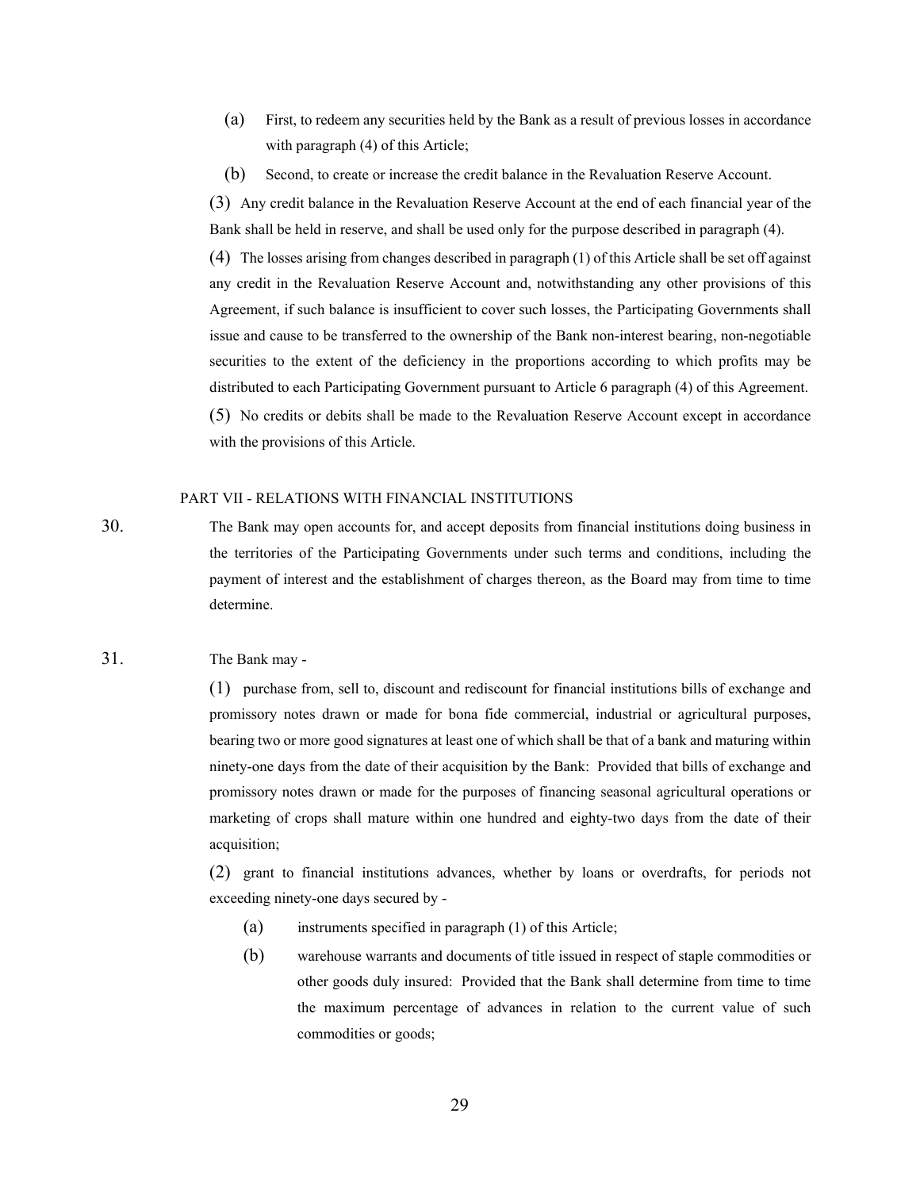(a) First, to redeem any securities held by the Bank as a result of previous losses in accordance with paragraph (4) of this Article;

(b) Second, to create or increase the credit balance in the Revaluation Reserve Account.

(3) Any credit balance in the Revaluation Reserve Account at the end of each financial year of the Bank shall be held in reserve, and shall be used only for the purpose described in paragraph (4).

(4) The losses arising from changes described in paragraph (1) of this Article shall be set off against any credit in the Revaluation Reserve Account and, notwithstanding any other provisions of this Agreement, if such balance is insufficient to cover such losses, the Participating Governments shall issue and cause to be transferred to the ownership of the Bank non-interest bearing, non-negotiable securities to the extent of the deficiency in the proportions according to which profits may be distributed to each Participating Government pursuant to Article 6 paragraph (4) of this Agreement.

(5) No credits or debits shall be made to the Revaluation Reserve Account except in accordance with the provisions of this Article.

## PART VII - RELATIONS WITH FINANCIAL INSTITUTIONS

30. The Bank may open accounts for, and accept deposits from financial institutions doing business in the territories of the Participating Governments under such terms and conditions, including the payment of interest and the establishment of charges thereon, as the Board may from time to time determine.

31. The Bank may -

(1) purchase from, sell to, discount and rediscount for financial institutions bills of exchange and promissory notes drawn or made for bona fide commercial, industrial or agricultural purposes, bearing two or more good signatures at least one of which shall be that of a bank and maturing within ninety-one days from the date of their acquisition by the Bank: Provided that bills of exchange and promissory notes drawn or made for the purposes of financing seasonal agricultural operations or marketing of crops shall mature within one hundred and eighty-two days from the date of their acquisition;

(2) grant to financial institutions advances, whether by loans or overdrafts, for periods not exceeding ninety-one days secured by -

(a) instruments specified in paragraph (1) of this Article;

(b) warehouse warrants and documents of title issued in respect of staple commodities or other goods duly insured: Provided that the Bank shall determine from time to time the maximum percentage of advances in relation to the current value of such commodities or goods;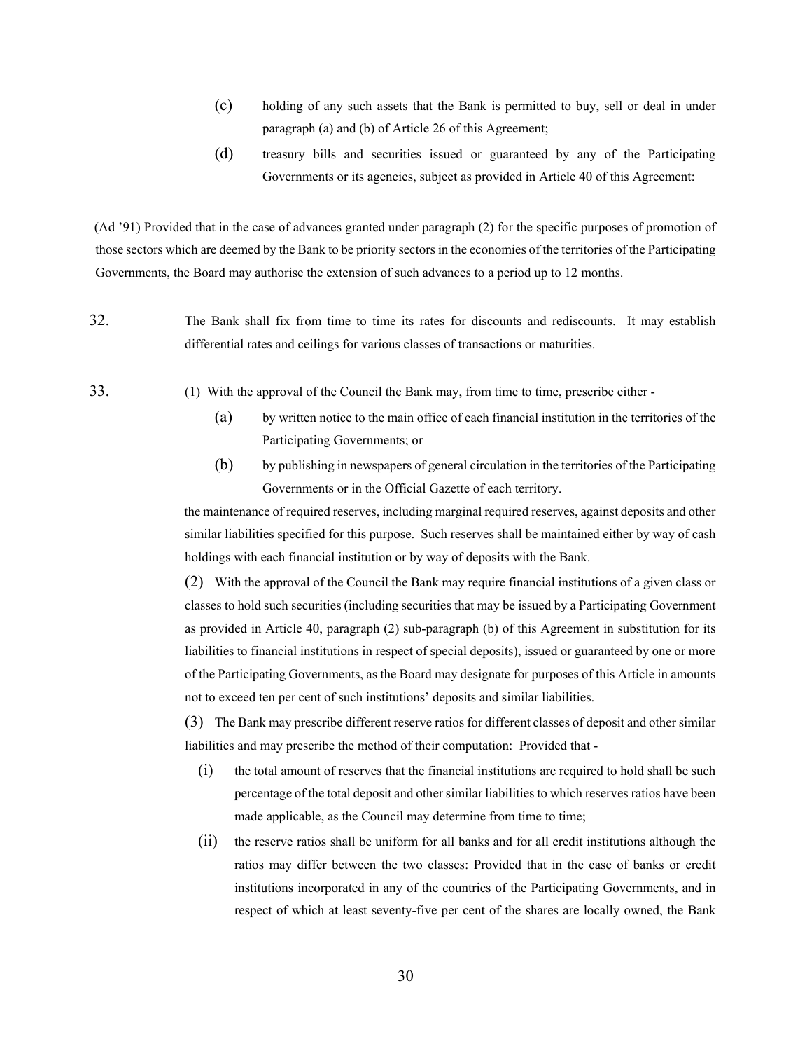(c) holding of any such assets that the Bank is permitted to buy, sell or deal in under paragraph (a) and (b) of Article 26 of this Agreement;

(d) treasury bills and securities issued or guaranteed by any of the Participating Governments or its agencies, subject as provided in Article 40 of this Agreement:

(Ad '91) Provided that in the case of advances granted under paragraph (2) for the specific purposes of promotion of those sectors which are deemed by the Bank to be priority sectors in the economies of the territories of the Participating Governments, the Board may authorise the extension of such advances to a period up to 12 months.

32. The Bank shall fix from time to time its rates for discounts and rediscounts. It may establish differential rates and ceilings for various classes of transactions or maturities.

33. (1) With the approval of the Council the Bank may, from time to time, prescribe either -

(a) by written notice to the main office of each financial institution in the territories of the Participating Governments; or

(b) by publishing in newspapers of general circulation in the territories of the Participating Governments or in the Official Gazette of each territory.

the maintenance of required reserves, including marginal required reserves, against deposits and other similar liabilities specified for this purpose. Such reserves shall be maintained either by way of cash holdings with each financial institution or by way of deposits with the Bank.

(2) With the approval of the Council the Bank may require financial institutions of a given class or classes to hold such securities (including securities that may be issued by a Participating Government as provided in Article 40, paragraph (2) sub-paragraph (b) of this Agreement in substitution for its liabilities to financial institutions in respect of special deposits), issued or guaranteed by one or more of the Participating Governments, as the Board may designate for purposes of this Article in amounts not to exceed ten per cent of such institutions' deposits and similar liabilities.

(3) The Bank may prescribe different reserve ratios for different classes of deposit and other similar liabilities and may prescribe the method of their computation: Provided that -

(i) the total amount of reserves that the financial institutions are required to hold shall be such percentage of the total deposit and other similar liabilities to which reserves ratios have been made applicable, as the Council may determine from time to time;

(ii) the reserve ratios shall be uniform for all banks and for all credit institutions although the ratios may differ between the two classes: Provided that in the case of banks or credit institutions incorporated in any of the countries of the Participating Governments, and in respect of which at least seventy-five per cent of the shares are locally owned, the Bank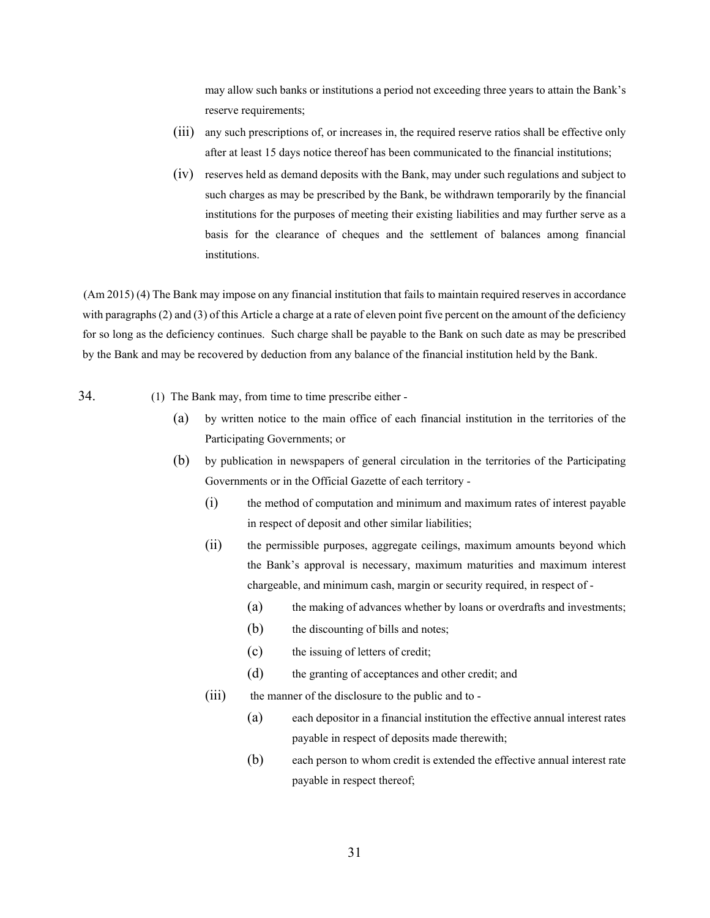may allow such banks or institutions a period not exceeding three years to attain the Bank's reserve requirements;

(iii) any such prescriptions of, or increases in, the required reserve ratios shall be effective only after at least 15 days notice thereof has been communicated to the financial institutions;

(iv) reserves held as demand deposits with the Bank, may under such regulations and subject to such charges as may be prescribed by the Bank, be withdrawn temporarily by the financial institutions for the purposes of meeting their existing liabilities and may further serve as a basis for the clearance of cheques and the settlement of balances among financial institutions.

(Am 2015) (4) The Bank may impose on any financial institution that fails to maintain required reserves in accordance with paragraphs (2) and (3) of this Article a charge at a rate of eleven point five percent on the amount of the deficiency for so long as the deficiency continues. Such charge shall be payable to the Bank on such date as may be prescribed by the Bank and may be recovered by deduction from any balance of the financial institution held by the Bank.

34. (1) The Bank may, from time to time prescribe either -

(a) by written notice to the main office of each financial institution in the territories of the Participating Governments; or

(b) by publication in newspapers of general circulation in the territories of the Participating Governments or in the Official Gazette of each territory -

(i) the method of computation and minimum and maximum rates of interest payable in respect of deposit and other similar liabilities;

(ii) the permissible purposes, aggregate ceilings, maximum amounts beyond which the Bank's approval is necessary, maximum maturities and maximum interest chargeable, and minimum cash, margin or security required, in respect of -

(a) the making of advances whether by loans or overdrafts and investments;

(b) the discounting of bills and notes;

(c) the issuing of letters of credit;

(d) the granting of acceptances and other credit; and

(iii) the manner of the disclosure to the public and to -

(a) each depositor in a financial institution the effective annual interest rates payable in respect of deposits made therewith;

(b) each person to whom credit is extended the effective annual interest rate payable in respect thereof;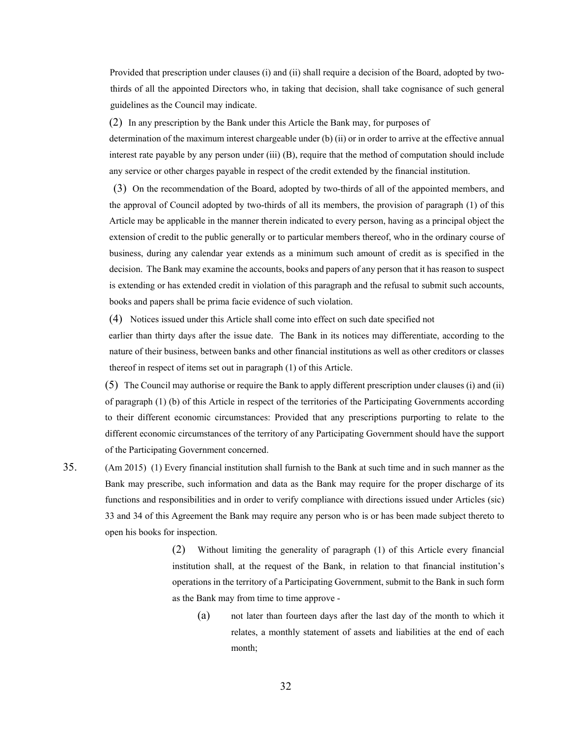Provided that prescription under clauses (i) and (ii) shall require a decision of the Board, adopted by two-thirds of all the appointed Directors who, in taking that decision, shall take cognisance of such general guidelines as the Council may indicate.

(2) In any prescription by the Bank under this Article the Bank may, for purposes of determination of the maximum interest chargeable under (b) (ii) or in order to arrive at the effective annual interest rate payable by any person under (iii) (B), require that the method of computation should include any service or other charges payable in respect of the credit extended by the financial institution.

(3) On the recommendation of the Board, adopted by two-thirds of all of the appointed members, and the approval of Council adopted by two-thirds of all its members, the provision of paragraph (1) of this Article may be applicable in the manner therein indicated to every person, having as a principal object the extension of credit to the public generally or to particular members thereof, who in the ordinary course of business, during any calendar year extends as a minimum such amount of credit as is specified in the decision. The Bank may examine the accounts, books and papers of any person that it has reason to suspect is extending or has extended credit in violation of this paragraph and the refusal to submit such accounts, books and papers shall be prima facie evidence of such violation.

(4) Notices issued under this Article shall come into effect on such date specified not earlier than thirty days after the issue date. The Bank in its notices may differentiate, according to the nature of their business, between banks and other financial institutions as well as other creditors or classes thereof in respect of items set out in paragraph (1) of this Article.

(5) The Council may authorise or require the Bank to apply different prescription under clauses (i) and (ii) of paragraph (1) (b) of this Article in respect of the territories of the Participating Governments according to their different economic circumstances: Provided that any prescriptions purporting to relate to the different economic circumstances of the territory of any Participating Government should have the support of the Participating Government concerned.

35. (Am 2015) (1) Every financial institution shall furnish to the Bank at such time and in such manner as the Bank may prescribe, such information and data as the Bank may require for the proper discharge of its functions and responsibilities and in order to verify compliance with directions issued under Articles (sic) 33 and 34 of this Agreement the Bank may require any person who is or has been made subject thereto to open his books for inspection.

(2) Without limiting the generality of paragraph (1) of this Article every financial institution shall, at the request of the Bank, in relation to that financial institution's operations in the territory of a Participating Government, submit to the Bank in such form as the Bank may from time to time approve -

(a) not later than fourteen days after the last day of the month to which it relates, a monthly statement of assets and liabilities at the end of each month;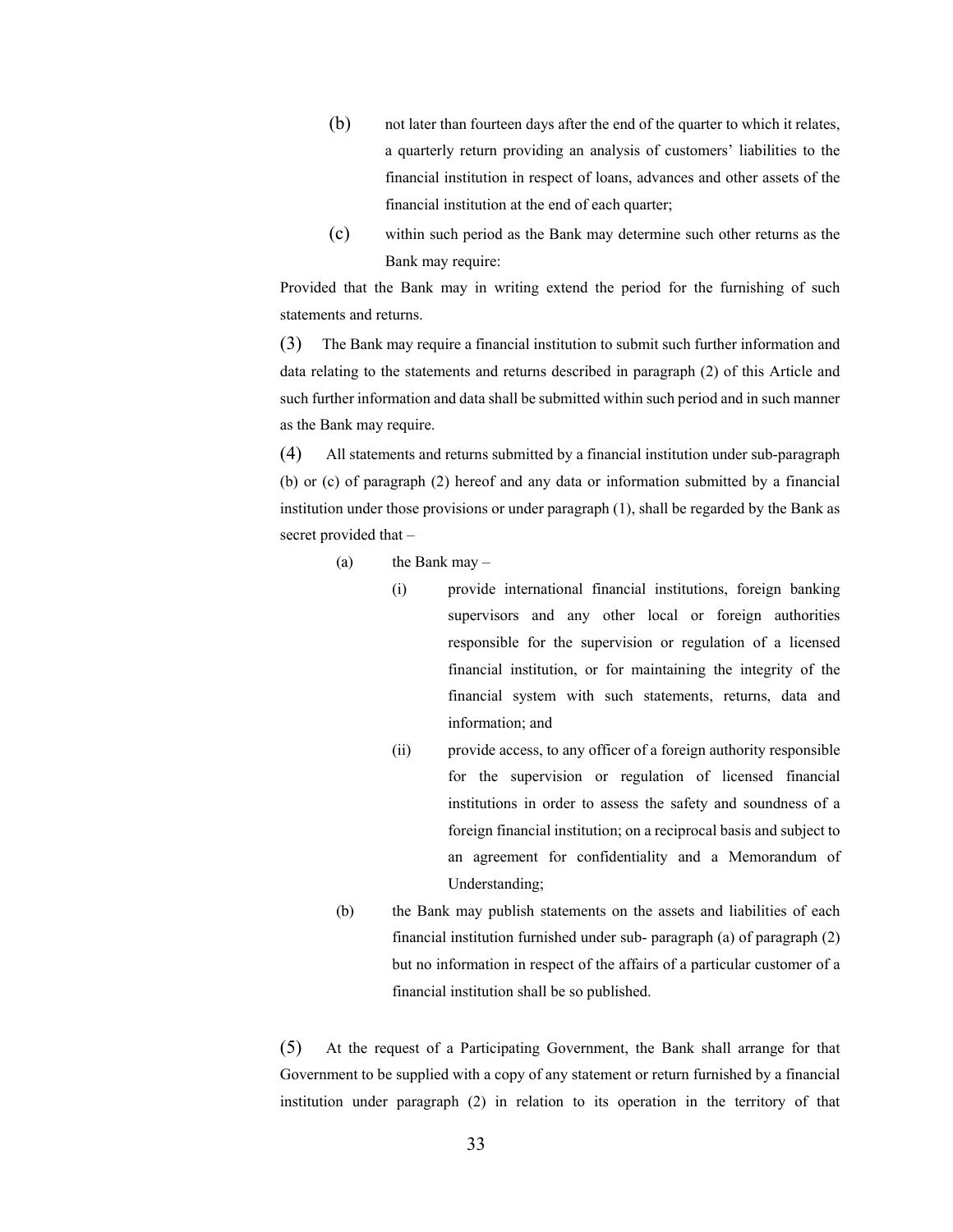(b) not later than fourteen days after the end of the quarter to which it relates, a quarterly return providing an analysis of customers' liabilities to the financial institution in respect of loans, advances and other assets of the financial institution at the end of each quarter;

(c) within such period as the Bank may determine such other returns as the Bank may require:

Provided that the Bank may in writing extend the period for the furnishing of such statements and returns.

(3) The Bank may require a financial institution to submit such further information and data relating to the statements and returns described in paragraph (2) of this Article and such further information and data shall be submitted within such period and in such manner as the Bank may require.

(4) All statements and returns submitted by a financial institution under sub-paragraph (b) or (c) of paragraph (2) hereof and any data or information submitted by a financial institution under those provisions or under paragraph (1), shall be regarded by the Bank as secret provided that –

(a) the Bank may –

(i) provide international financial institutions, foreign banking supervisors and any other local or foreign authorities responsible for the supervision or regulation of a licensed financial institution, or for maintaining the integrity of the financial system with such statements, returns, data and information; and

(ii) provide access, to any officer of a foreign authority responsible for the supervision or regulation of licensed financial institutions in order to assess the safety and soundness of a foreign financial institution; on a reciprocal basis and subject to an agreement for confidentiality and a Memorandum of Understanding;

(b) the Bank may publish statements on the assets and liabilities of each financial institution furnished under sub- paragraph (a) of paragraph (2) but no information in respect of the affairs of a particular customer of a financial institution shall be so published.

(5) At the request of a Participating Government, the Bank shall arrange for that Government to be supplied with a copy of any statement or return furnished by a financial institution under paragraph (2) in relation to its operation in the territory of that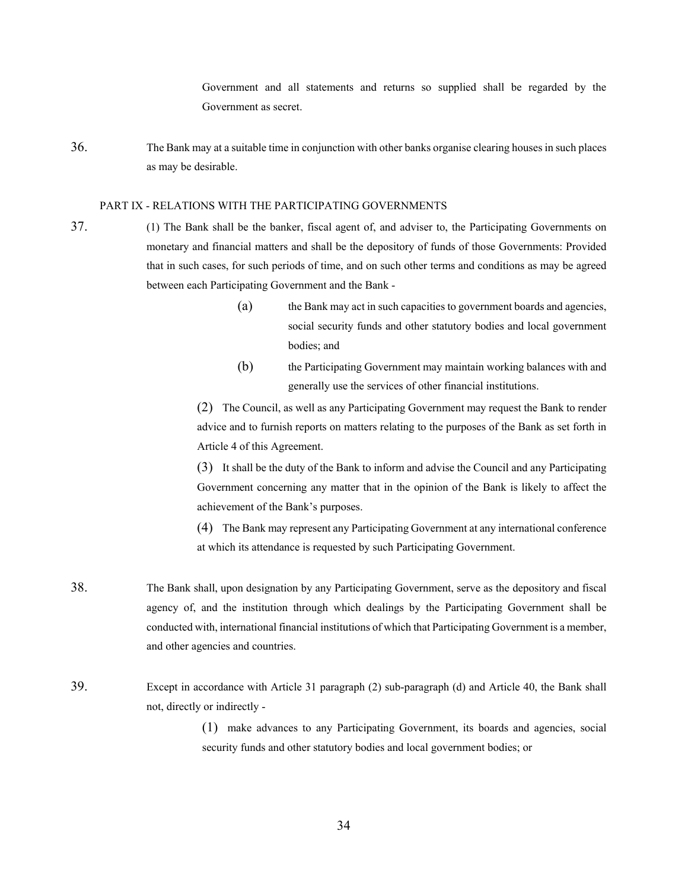Government and all statements and returns so supplied shall be regarded by the Government as secret.

36. The Bank may at a suitable time in conjunction with other banks organise clearing houses in such places as may be desirable.

## PART IX - RELATIONS WITH THE PARTICIPATING GOVERNMENTS

37. (1) The Bank shall be the banker, fiscal agent of, and adviser to, the Participating Governments on monetary and financial matters and shall be the depository of funds of those Governments: Provided that in such cases, for such periods of time, and on such other terms and conditions as may be agreed between each Participating Government and the Bank -

    (a) the Bank may act in such capacities to government boards and agencies, social security funds and other statutory bodies and local government bodies; and

    (b) the Participating Government may maintain working balances with and generally use the services of other financial institutions.

    (2) The Council, as well as any Participating Government may request the Bank to render advice and to furnish reports on matters relating to the purposes of the Bank as set forth in Article 4 of this Agreement.

    (3) It shall be the duty of the Bank to inform and advise the Council and any Participating Government concerning any matter that in the opinion of the Bank is likely to affect the achievement of the Bank's purposes.

    (4) The Bank may represent any Participating Government at any international conference at which its attendance is requested by such Participating Government.

38. The Bank shall, upon designation by any Participating Government, serve as the depository and fiscal agency of, and the institution through which dealings by the Participating Government shall be conducted with, international financial institutions of which that Participating Government is a member, and other agencies and countries.

39. Except in accordance with Article 31 paragraph (2) sub-paragraph (d) and Article 40, the Bank shall not, directly or indirectly -

    (1) make advances to any Participating Government, its boards and agencies, social security funds and other statutory bodies and local government bodies; or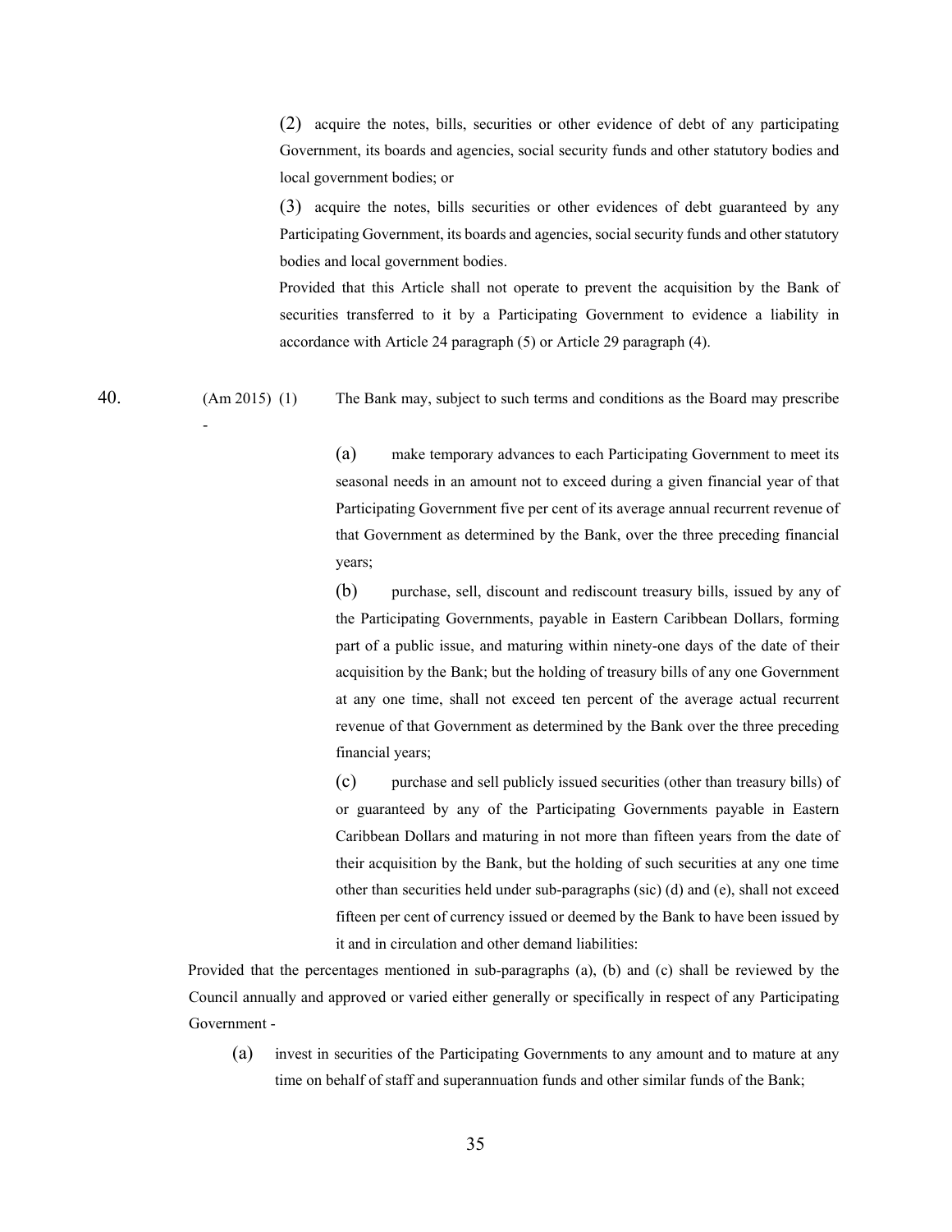(2) acquire the notes, bills, securities or other evidence of debt of any participating Government, its boards and agencies, social security funds and other statutory bodies and local government bodies; or

(3) acquire the notes, bills securities or other evidences of debt guaranteed by any Participating Government, its boards and agencies, social security funds and other statutory bodies and local government bodies.

Provided that this Article shall not operate to prevent the acquisition by the Bank of securities transferred to it by a Participating Government to evidence a liability in accordance with Article 24 paragraph (5) or Article 29 paragraph (4).

40. (Am 2015) (1) The Bank may, subject to such terms and conditions as the Board may prescribe -

(a) make temporary advances to each Participating Government to meet its seasonal needs in an amount not to exceed during a given financial year of that Participating Government five per cent of its average annual recurrent revenue of that Government as determined by the Bank, over the three preceding financial years;

(b) purchase, sell, discount and rediscount treasury bills, issued by any of the Participating Governments, payable in Eastern Caribbean Dollars, forming part of a public issue, and maturing within ninety-one days of the date of their acquisition by the Bank; but the holding of treasury bills of any one Government at any one time, shall not exceed ten percent of the average actual recurrent revenue of that Government as determined by the Bank over the three preceding financial years;

(c) purchase and sell publicly issued securities (other than treasury bills) of or guaranteed by any of the Participating Governments payable in Eastern Caribbean Dollars and maturing in not more than fifteen years from the date of their acquisition by the Bank, but the holding of such securities at any one time other than securities held under sub-paragraphs (sic) (d) and (e), shall not exceed fifteen per cent of currency issued or deemed by the Bank to have been issued by it and in circulation and other demand liabilities:

Provided that the percentages mentioned in sub-paragraphs (a), (b) and (c) shall be reviewed by the Council annually and approved or varied either generally or specifically in respect of any Participating Government -

(a) invest in securities of the Participating Governments to any amount and to mature at any time on behalf of staff and superannuation funds and other similar funds of the Bank;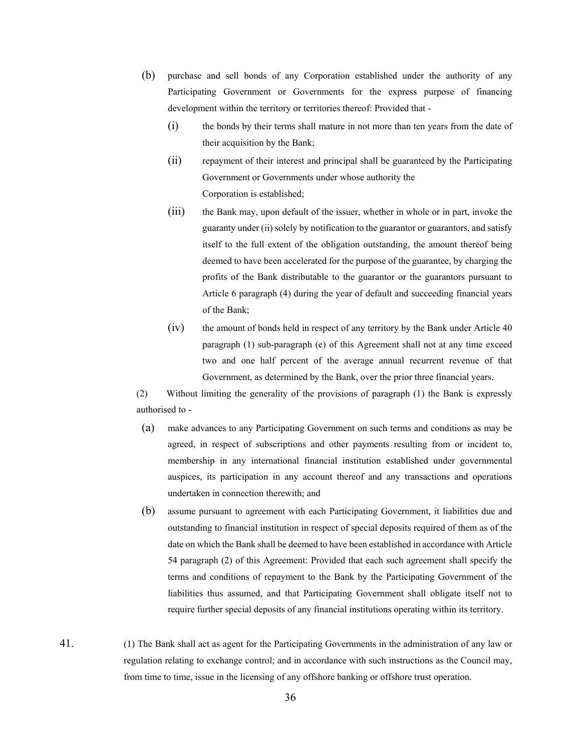(b) purchase and sell bonds of any Corporation established under the authority of any Participating Government or Governments for the express purpose of financing development within the territory or territories thereof: Provided that -

   (i) the bonds by their terms shall mature in not more than ten years from the date of their acquisition by the Bank;

   (ii) repayment of their interest and principal shall be guaranteed by the Participating Government or Governments under whose authority the Corporation is established;

   (iii) the Bank may, upon default of the issuer, whether in whole or in part, invoke the guaranty under (ii) solely by notification to the guarantor or guarantors, and satisfy itself to the full extent of the obligation outstanding, the amount thereof being deemed to have been accelerated for the purpose of the guarantee, by charging the profits of the Bank distributable to the guarantor or the guarantors pursuant to Article 6 paragraph (4) during the year of default and succeeding financial years of the Bank;

   (iv) the amount of bonds held in respect of any territory by the Bank under Article 40 paragraph (1) sub-paragraph (e) of this Agreement shall not at any time exceed two and one half percent of the average annual recurrent revenue of that Government, as determined by the Bank, over the prior three financial years.

(2) Without limiting the generality of the provisions of paragraph (1) the Bank is expressly authorised to -

(a) make advances to any Participating Government on such terms and conditions as may be agreed, in respect of subscriptions and other payments resulting from or incident to, membership in any international financial institution established under governmental auspices, its participation in any account thereof and any transactions and operations undertaken in connection therewith; and

(b) assume pursuant to agreement with each Participating Government, it liabilities due and outstanding to financial institution in respect of special deposits required of them as of the date on which the Bank shall be deemed to have been established in accordance with Article 54 paragraph (2) of this Agreement: Provided that each such agreement shall specify the terms and conditions of repayment to the Bank by the Participating Government of the liabilities thus assumed, and that Participating Government shall obligate itself not to require further special deposits of any financial institutions operating within its territory.

41. (1) The Bank shall act as agent for the Participating Governments in the administration of any law or regulation relating to exchange control; and in accordance with such instructions as the Council may, from time to time, issue in the licensing of any offshore banking or offshore trust operation.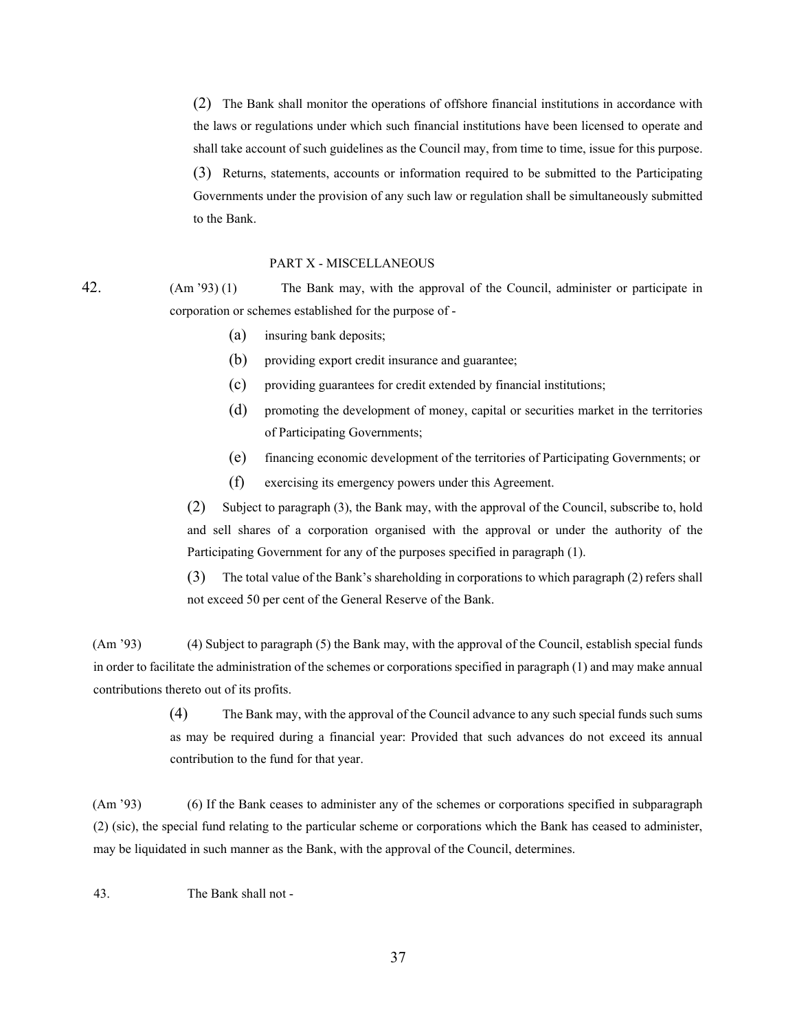(2) The Bank shall monitor the operations of offshore financial institutions in accordance with the laws or regulations under which such financial institutions have been licensed to operate and shall take account of such guidelines as the Council may, from time to time, issue for this purpose.

(3) Returns, statements, accounts or information required to be submitted to the Participating Governments under the provision of any such law or regulation shall be simultaneously submitted to the Bank.

## PART X - MISCELLANEOUS

42. (Am '93) (1) The Bank may, with the approval of the Council, administer or participate in corporation or schemes established for the purpose of -

(a) insuring bank deposits;

(b) providing export credit insurance and guarantee;

(c) providing guarantees for credit extended by financial institutions;

(d) promoting the development of money, capital or securities market in the territories of Participating Governments;

(e) financing economic development of the territories of Participating Governments; or

(f) exercising its emergency powers under this Agreement.

(2) Subject to paragraph (3), the Bank may, with the approval of the Council, subscribe to, hold and sell shares of a corporation organised with the approval or under the authority of the Participating Government for any of the purposes specified in paragraph (1).

(3) The total value of the Bank's shareholding in corporations to which paragraph (2) refers shall not exceed 50 per cent of the General Reserve of the Bank.

(Am '93) (4) Subject to paragraph (5) the Bank may, with the approval of the Council, establish special funds in order to facilitate the administration of the schemes or corporations specified in paragraph (1) and may make annual contributions thereto out of its profits.

(4) The Bank may, with the approval of the Council advance to any such special funds such sums as may be required during a financial year: Provided that such advances do not exceed its annual contribution to the fund for that year.

(Am '93) (6) If the Bank ceases to administer any of the schemes or corporations specified in subparagraph (2) (sic), the special fund relating to the particular scheme or corporations which the Bank has ceased to administer, may be liquidated in such manner as the Bank, with the approval of the Council, determines.

43. The Bank shall not -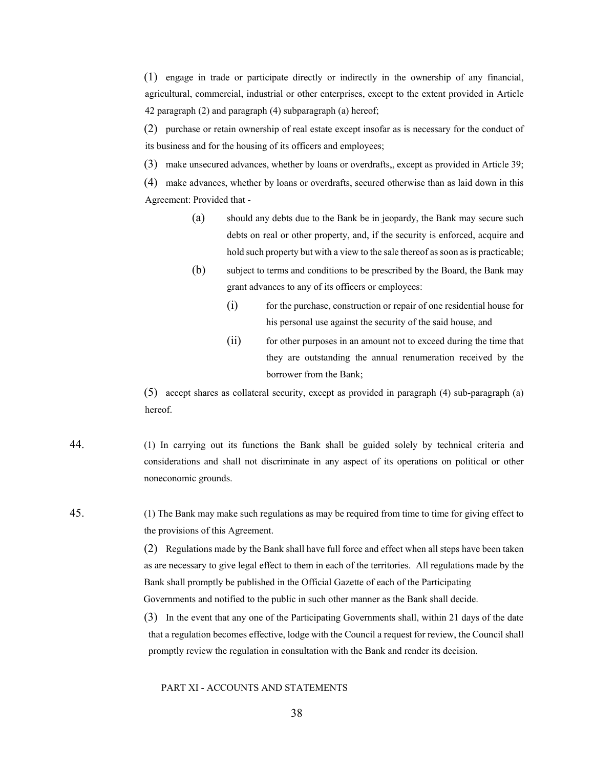(1) engage in trade or participate directly or indirectly in the ownership of any financial, agricultural, commercial, industrial or other enterprises, except to the extent provided in Article 42 paragraph (2) and paragraph (4) subparagraph (a) hereof;

(2) purchase or retain ownership of real estate except insofar as is necessary for the conduct of its business and for the housing of its officers and employees;

(3) make unsecured advances, whether by loans or overdrafts,, except as provided in Article 39;

(4) make advances, whether by loans or overdrafts, secured otherwise than as laid down in this Agreement: Provided that -

> (a) should any debts due to the Bank be in jeopardy, the Bank may secure such debts on real or other property, and, if the security is enforced, acquire and hold such property but with a view to the sale thereof as soon as is practicable;
>
> (b) subject to terms and conditions to be prescribed by the Board, the Bank may grant advances to any of its officers or employees:
>
> > (i) for the purchase, construction or repair of one residential house for his personal use against the security of the said house, and
> >
> > (ii) for other purposes in an amount not to exceed during the time that they are outstanding the annual renumeration received by the borrower from the Bank;

(5) accept shares as collateral security, except as provided in paragraph (4) sub-paragraph (a) hereof.

44. (1) In carrying out its functions the Bank shall be guided solely by technical criteria and considerations and shall not discriminate in any aspect of its operations on political or other noneconomic grounds.

45. (1) The Bank may make such regulations as may be required from time to time for giving effect to the provisions of this Agreement.

(2) Regulations made by the Bank shall have full force and effect when all steps have been taken as are necessary to give legal effect to them in each of the territories. All regulations made by the Bank shall promptly be published in the Official Gazette of each of the Participating Governments and notified to the public in such other manner as the Bank shall decide.

(3) In the event that any one of the Participating Governments shall, within 21 days of the date that a regulation becomes effective, lodge with the Council a request for review, the Council shall promptly review the regulation in consultation with the Bank and render its decision.

## PART XI - ACCOUNTS AND STATEMENTS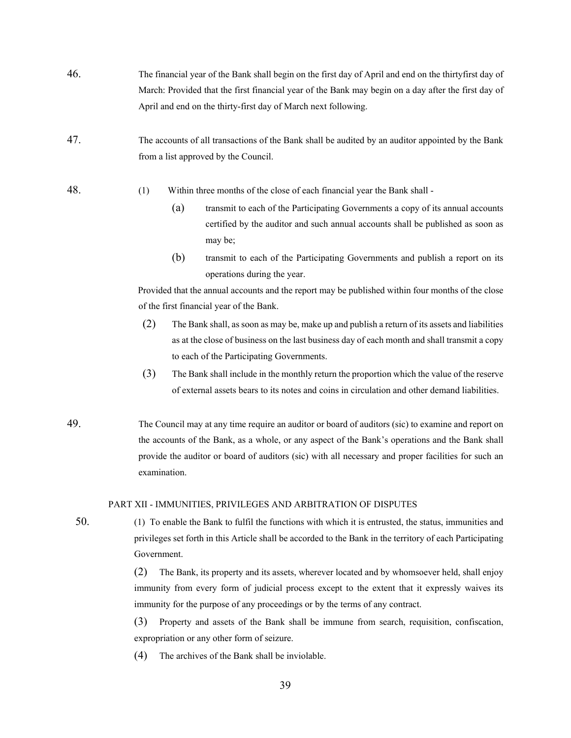46. The financial year of the Bank shall begin on the first day of April and end on the thirtyfirst day of March: Provided that the first financial year of the Bank may begin on a day after the first day of April and end on the thirty-first day of March next following.

47. The accounts of all transactions of the Bank shall be audited by an auditor appointed by the Bank from a list approved by the Council.

48. (1) Within three months of the close of each financial year the Bank shall -

   (a) transmit to each of the Participating Governments a copy of its annual accounts certified by the auditor and such annual accounts shall be published as soon as may be;

   (b) transmit to each of the Participating Governments and publish a report on its operations during the year.

   Provided that the annual accounts and the report may be published within four months of the close of the first financial year of the Bank.

   (2) The Bank shall, as soon as may be, make up and publish a return of its assets and liabilities as at the close of business on the last business day of each month and shall transmit a copy to each of the Participating Governments.

   (3) The Bank shall include in the monthly return the proportion which the value of the reserve of external assets bears to its notes and coins in circulation and other demand liabilities.

49. The Council may at any time require an auditor or board of auditors (sic) to examine and report on the accounts of the Bank, as a whole, or any aspect of the Bank's operations and the Bank shall provide the auditor or board of auditors (sic) with all necessary and proper facilities for such an examination.

## PART XII - IMMUNITIES, PRIVILEGES AND ARBITRATION OF DISPUTES

50. (1) To enable the Bank to fulfil the functions with which it is entrusted, the status, immunities and privileges set forth in this Article shall be accorded to the Bank in the territory of each Participating Government.

   (2) The Bank, its property and its assets, wherever located and by whomsoever held, shall enjoy immunity from every form of judicial process except to the extent that it expressly waives its immunity for the purpose of any proceedings or by the terms of any contract.

   (3) Property and assets of the Bank shall be immune from search, requisition, confiscation, expropriation or any other form of seizure.

   (4) The archives of the Bank shall be inviolable.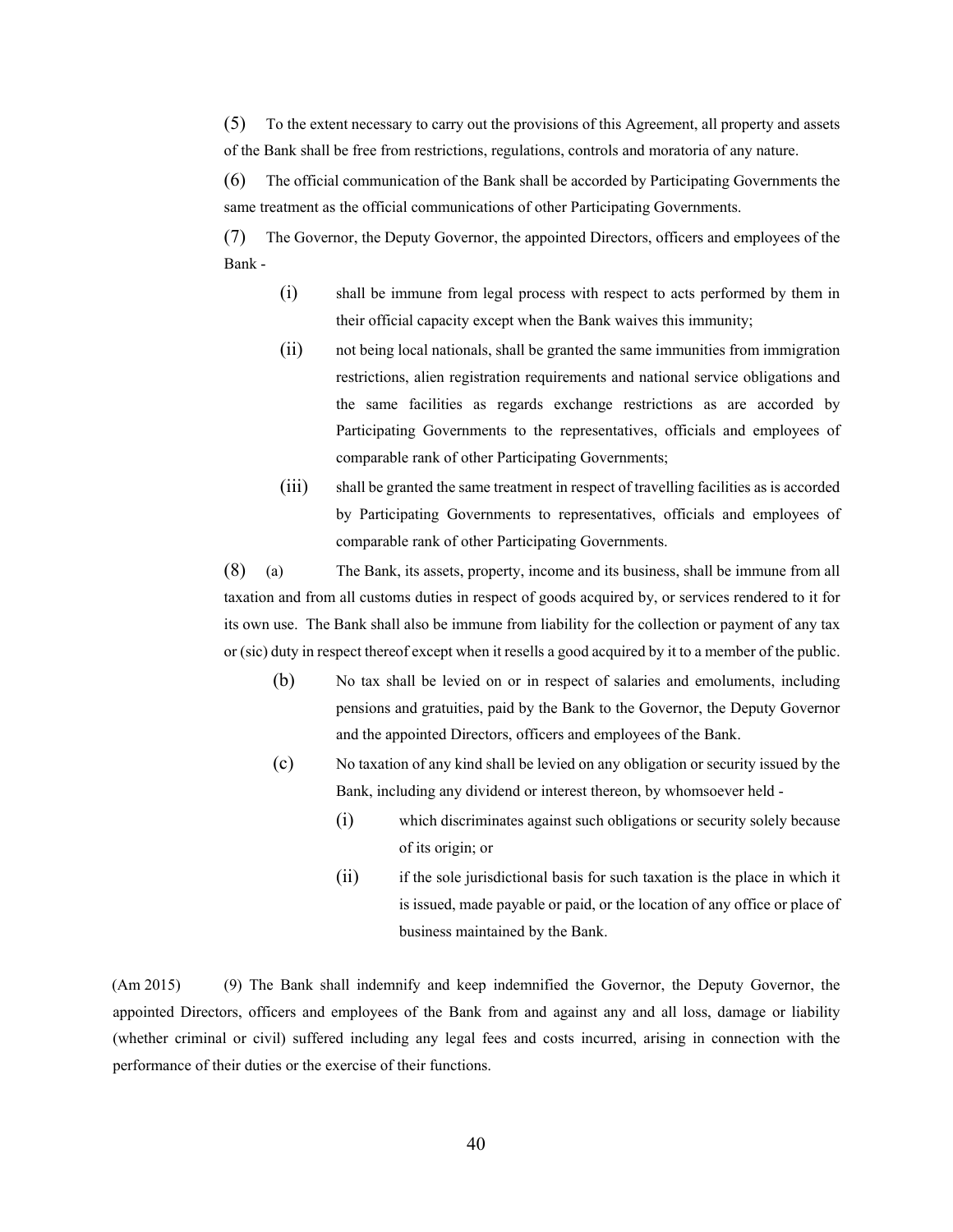(5) To the extent necessary to carry out the provisions of this Agreement, all property and assets of the Bank shall be free from restrictions, regulations, controls and moratoria of any nature.

(6) The official communication of the Bank shall be accorded by Participating Governments the same treatment as the official communications of other Participating Governments.

(7) The Governor, the Deputy Governor, the appointed Directors, officers and employees of the Bank -

- (i) shall be immune from legal process with respect to acts performed by them in their official capacity except when the Bank waives this immunity;
- (ii) not being local nationals, shall be granted the same immunities from immigration restrictions, alien registration requirements and national service obligations and the same facilities as regards exchange restrictions as are accorded by Participating Governments to the representatives, officials and employees of comparable rank of other Participating Governments;
- (iii) shall be granted the same treatment in respect of travelling facilities as is accorded by Participating Governments to representatives, officials and employees of comparable rank of other Participating Governments.

(8) (a) The Bank, its assets, property, income and its business, shall be immune from all taxation and from all customs duties in respect of goods acquired by, or services rendered to it for its own use. The Bank shall also be immune from liability for the collection or payment of any tax or (sic) duty in respect thereof except when it resells a good acquired by it to a member of the public.

- (b) No tax shall be levied on or in respect of salaries and emoluments, including pensions and gratuities, paid by the Bank to the Governor, the Deputy Governor and the appointed Directors, officers and employees of the Bank.
- (c) No taxation of any kind shall be levied on any obligation or security issued by the Bank, including any dividend or interest thereon, by whomsoever held -
  - (i) which discriminates against such obligations or security solely because of its origin; or
  - (ii) if the sole jurisdictional basis for such taxation is the place in which it is issued, made payable or paid, or the location of any office or place of business maintained by the Bank.

(Am 2015) (9) The Bank shall indemnify and keep indemnified the Governor, the Deputy Governor, the appointed Directors, officers and employees of the Bank from and against any and all loss, damage or liability (whether criminal or civil) suffered including any legal fees and costs incurred, arising in connection with the performance of their duties or the exercise of their functions.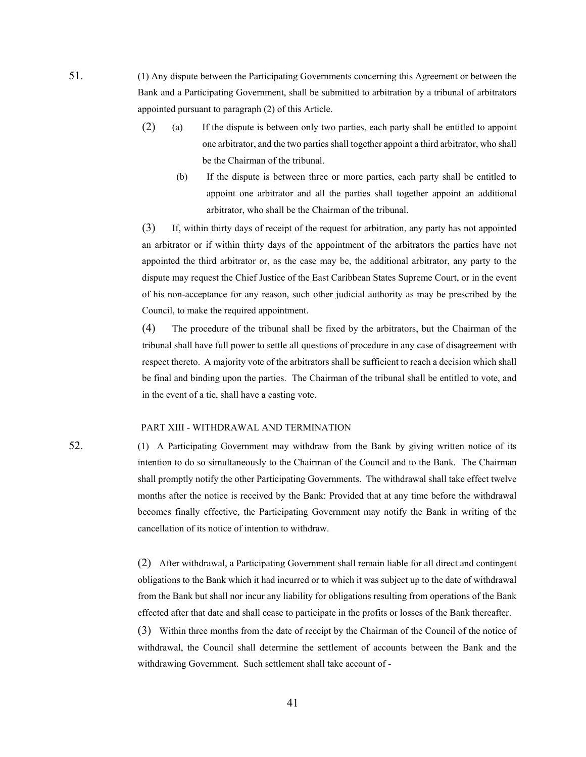51. (1) Any dispute between the Participating Governments concerning this Agreement or between the Bank and a Participating Government, shall be submitted to arbitration by a tribunal of arbitrators appointed pursuant to paragraph (2) of this Article.

(2) (a) If the dispute is between only two parties, each party shall be entitled to appoint one arbitrator, and the two parties shall together appoint a third arbitrator, who shall be the Chairman of the tribunal.

(b) If the dispute is between three or more parties, each party shall be entitled to appoint one arbitrator and all the parties shall together appoint an additional arbitrator, who shall be the Chairman of the tribunal.

(3) If, within thirty days of receipt of the request for arbitration, any party has not appointed an arbitrator or if within thirty days of the appointment of the arbitrators the parties have not appointed the third arbitrator or, as the case may be, the additional arbitrator, any party to the dispute may request the Chief Justice of the East Caribbean States Supreme Court, or in the event of his non-acceptance for any reason, such other judicial authority as may be prescribed by the Council, to make the required appointment.

(4) The procedure of the tribunal shall be fixed by the arbitrators, but the Chairman of the tribunal shall have full power to settle all questions of procedure in any case of disagreement with respect thereto. A majority vote of the arbitrators shall be sufficient to reach a decision which shall be final and binding upon the parties. The Chairman of the tribunal shall be entitled to vote, and in the event of a tie, shall have a casting vote.

## PART XIII - WITHDRAWAL AND TERMINATION

52. (1) A Participating Government may withdraw from the Bank by giving written notice of its intention to do so simultaneously to the Chairman of the Council and to the Bank. The Chairman shall promptly notify the other Participating Governments. The withdrawal shall take effect twelve months after the notice is received by the Bank: Provided that at any time before the withdrawal becomes finally effective, the Participating Government may notify the Bank in writing of the cancellation of its notice of intention to withdraw.

(2) After withdrawal, a Participating Government shall remain liable for all direct and contingent obligations to the Bank which it had incurred or to which it was subject up to the date of withdrawal from the Bank but shall nor incur any liability for obligations resulting from operations of the Bank effected after that date and shall cease to participate in the profits or losses of the Bank thereafter.

(3) Within three months from the date of receipt by the Chairman of the Council of the notice of withdrawal, the Council shall determine the settlement of accounts between the Bank and the withdrawing Government. Such settlement shall take account of -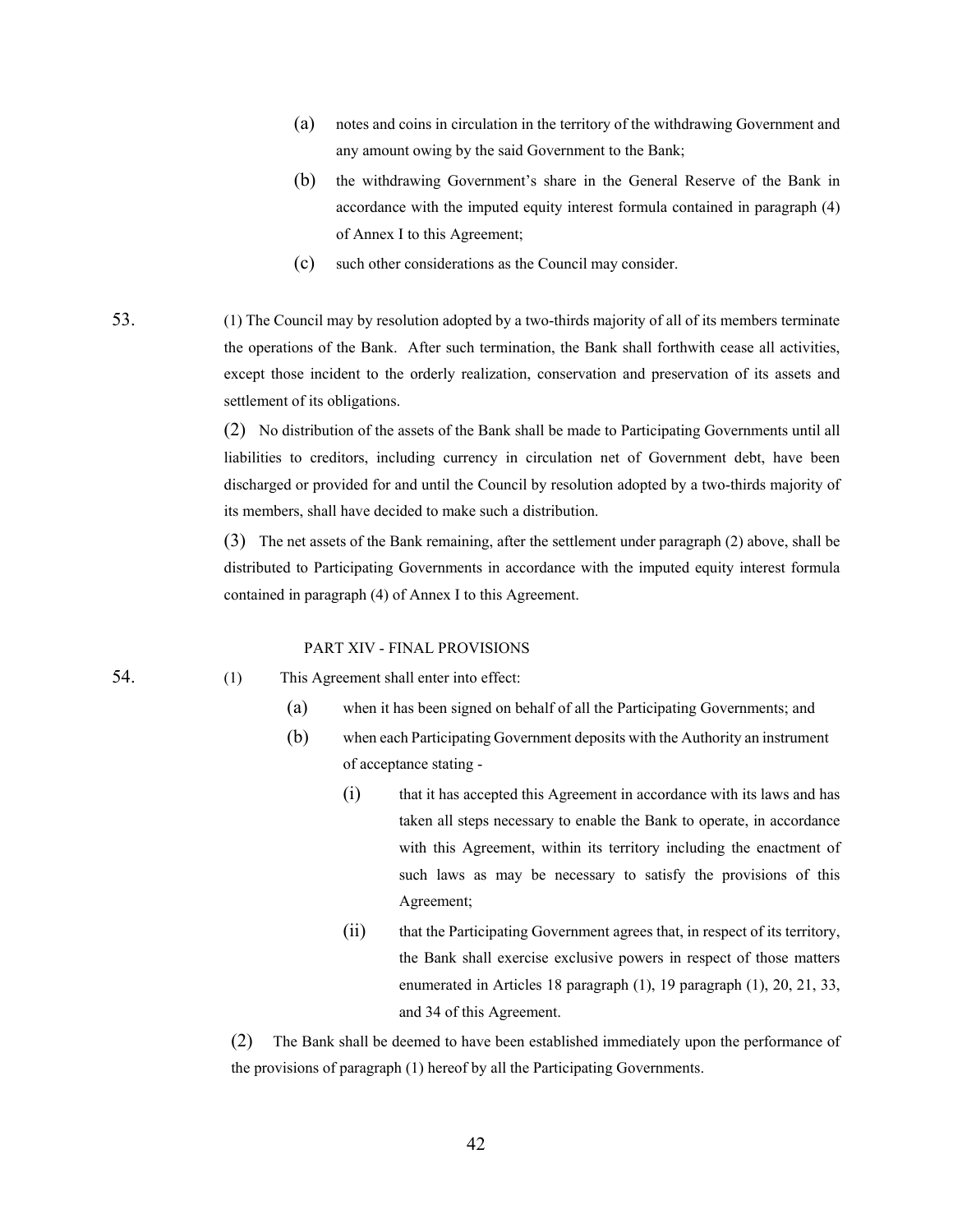(a) notes and coins in circulation in the territory of the withdrawing Government and any amount owing by the said Government to the Bank;

(b) the withdrawing Government's share in the General Reserve of the Bank in accordance with the imputed equity interest formula contained in paragraph (4) of Annex I to this Agreement;

(c) such other considerations as the Council may consider.

53. (1) The Council may by resolution adopted by a two-thirds majority of all of its members terminate the operations of the Bank. After such termination, the Bank shall forthwith cease all activities, except those incident to the orderly realization, conservation and preservation of its assets and settlement of its obligations.

(2) No distribution of the assets of the Bank shall be made to Participating Governments until all liabilities to creditors, including currency in circulation net of Government debt, have been discharged or provided for and until the Council by resolution adopted by a two-thirds majority of its members, shall have decided to make such a distribution.

(3) The net assets of the Bank remaining, after the settlement under paragraph (2) above, shall be distributed to Participating Governments in accordance with the imputed equity interest formula contained in paragraph (4) of Annex I to this Agreement.

## PART XIV - FINAL PROVISIONS

54. (1) This Agreement shall enter into effect:

(a) when it has been signed on behalf of all the Participating Governments; and

(b) when each Participating Government deposits with the Authority an instrument of acceptance stating -

(i) that it has accepted this Agreement in accordance with its laws and has taken all steps necessary to enable the Bank to operate, in accordance with this Agreement, within its territory including the enactment of such laws as may be necessary to satisfy the provisions of this Agreement;

(ii) that the Participating Government agrees that, in respect of its territory, the Bank shall exercise exclusive powers in respect of those matters enumerated in Articles 18 paragraph (1), 19 paragraph (1), 20, 21, 33, and 34 of this Agreement.

(2) The Bank shall be deemed to have been established immediately upon the performance of the provisions of paragraph (1) hereof by all the Participating Governments.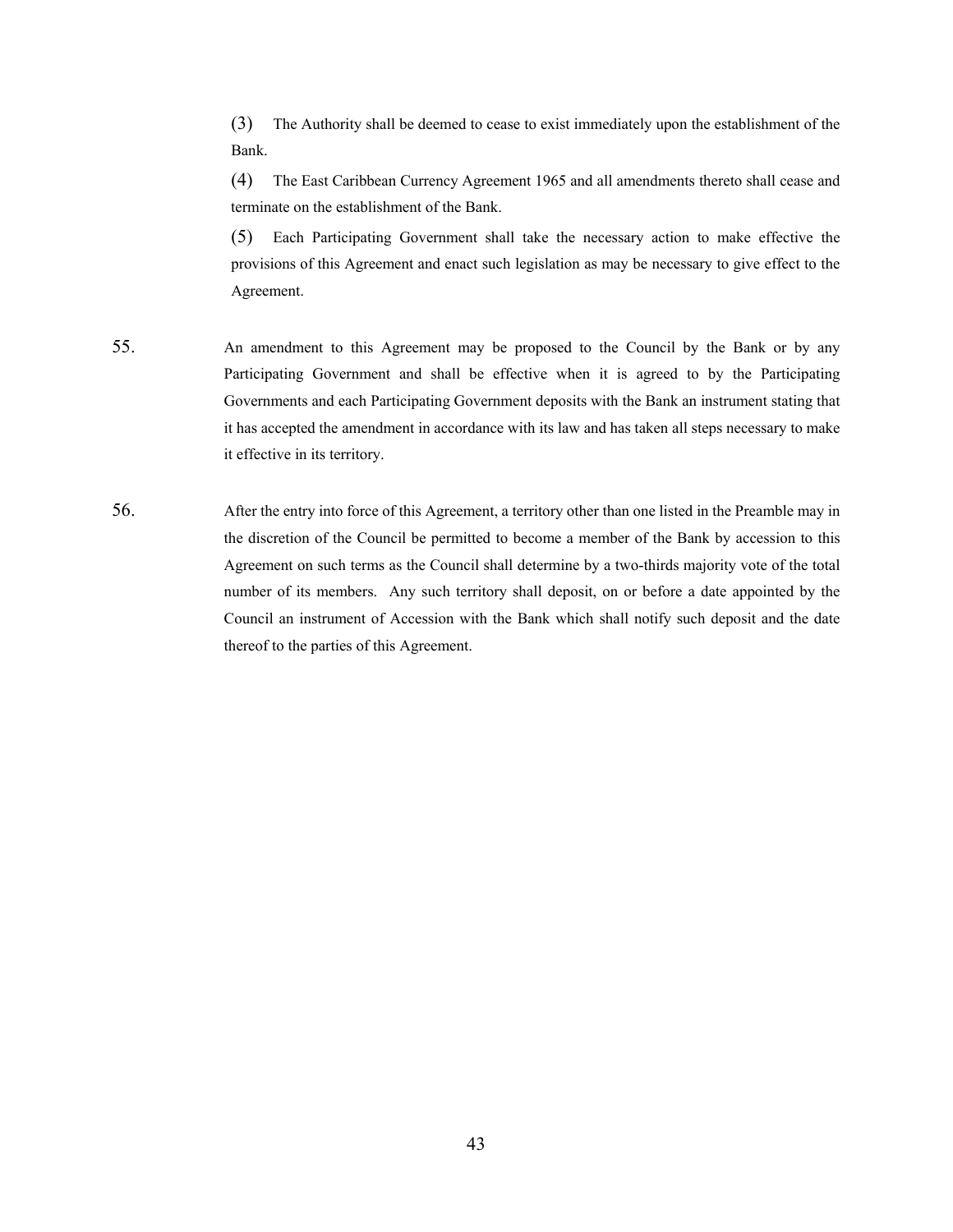(3) The Authority shall be deemed to cease to exist immediately upon the establishment of the Bank.

(4) The East Caribbean Currency Agreement 1965 and all amendments thereto shall cease and terminate on the establishment of the Bank.

(5) Each Participating Government shall take the necessary action to make effective the provisions of this Agreement and enact such legislation as may be necessary to give effect to the Agreement.

55. An amendment to this Agreement may be proposed to the Council by the Bank or by any Participating Government and shall be effective when it is agreed to by the Participating Governments and each Participating Government deposits with the Bank an instrument stating that it has accepted the amendment in accordance with its law and has taken all steps necessary to make it effective in its territory.

56. After the entry into force of this Agreement, a territory other than one listed in the Preamble may in the discretion of the Council be permitted to become a member of the Bank by accession to this Agreement on such terms as the Council shall determine by a two-thirds majority vote of the total number of its members. Any such territory shall deposit, on or before a date appointed by the Council an instrument of Accession with the Bank which shall notify such deposit and the date thereof to the parties of this Agreement.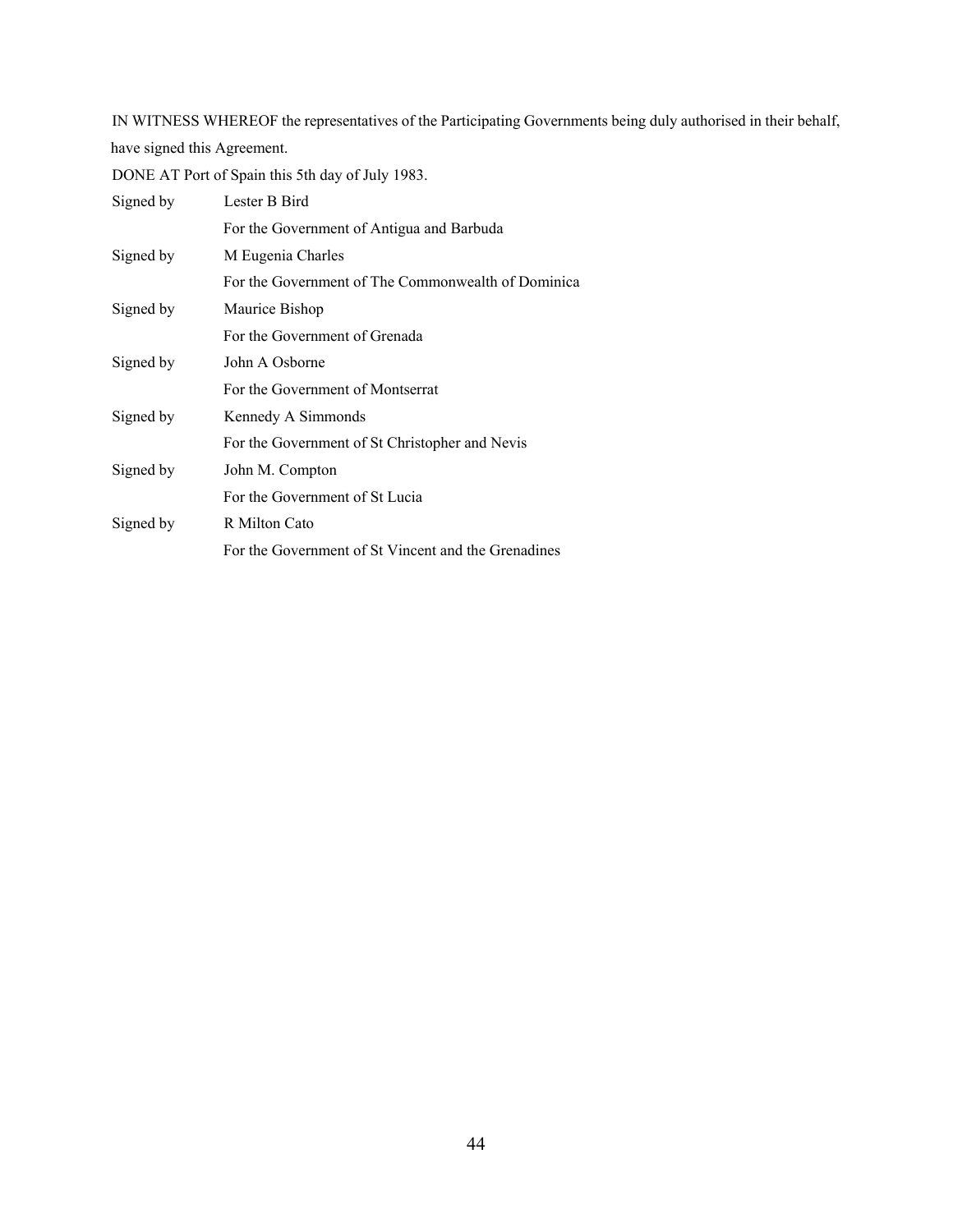IN WITNESS WHEREOF the representatives of the Participating Governments being duly authorised in their behalf, have signed this Agreement.

DONE AT Port of Spain this 5th day of July 1983.

| | |
|---|---|
| Signed by | Lester B Bird |
| | For the Government of Antigua and Barbuda |
| Signed by | M Eugenia Charles |
| | For the Government of The Commonwealth of Dominica |
| Signed by | Maurice Bishop |
| | For the Government of Grenada |
| Signed by | John A Osborne |
| | For the Government of Montserrat |
| Signed by | Kennedy A Simmonds |
| | For the Government of St Christopher and Nevis |
| Signed by | John M. Compton |
| | For the Government of St Lucia |
| Signed by | R Milton Cato |
| | For the Government of St Vincent and the Grenadines |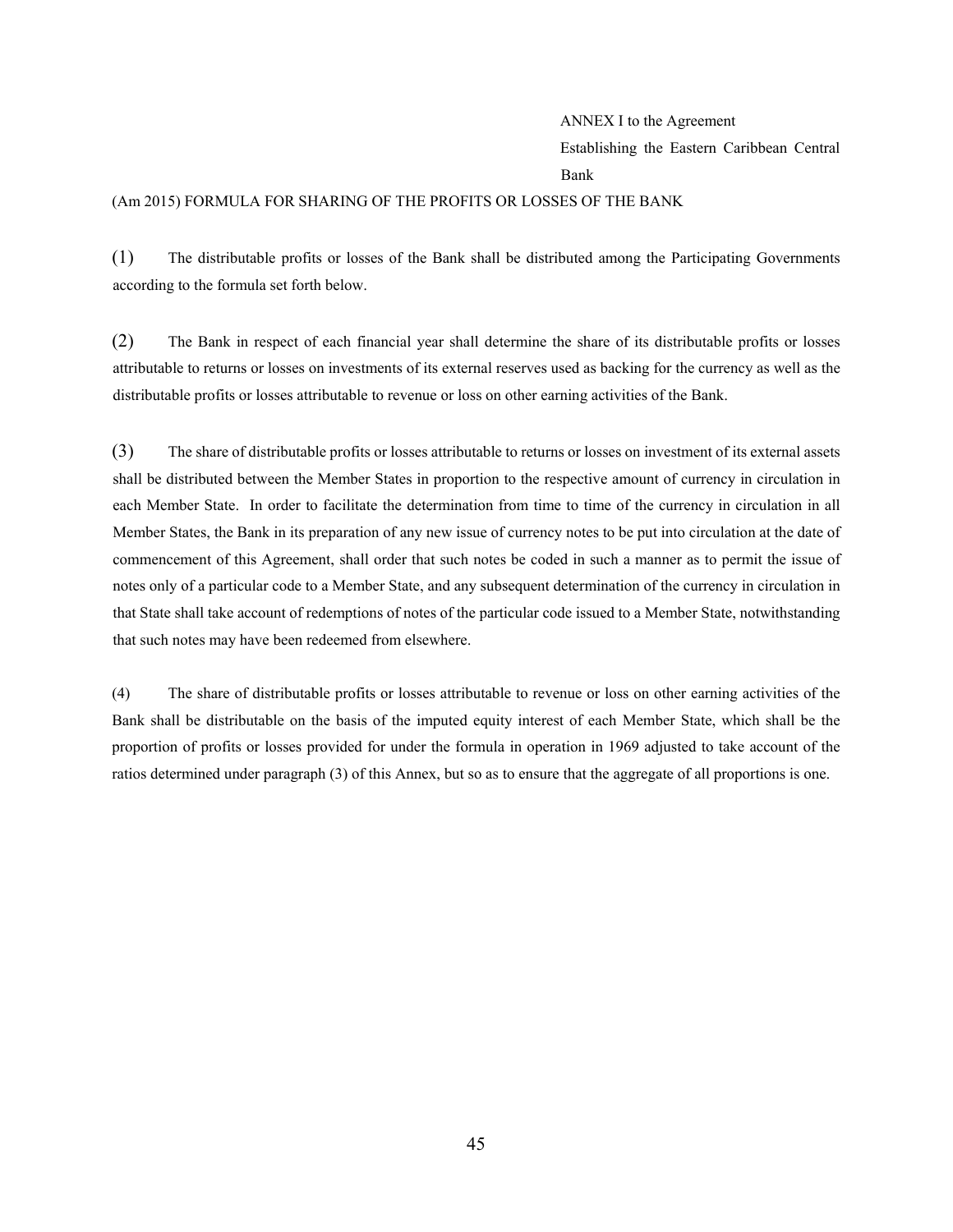ANNEX I to the Agreement
Establishing the Eastern Caribbean Central Bank

(Am 2015) FORMULA FOR SHARING OF THE PROFITS OR LOSSES OF THE BANK

(1) The distributable profits or losses of the Bank shall be distributed among the Participating Governments according to the formula set forth below.

(2) The Bank in respect of each financial year shall determine the share of its distributable profits or losses attributable to returns or losses on investments of its external reserves used as backing for the currency as well as the distributable profits or losses attributable to revenue or loss on other earning activities of the Bank.

(3) The share of distributable profits or losses attributable to returns or losses on investment of its external assets shall be distributed between the Member States in proportion to the respective amount of currency in circulation in each Member State. In order to facilitate the determination from time to time of the currency in circulation in all Member States, the Bank in its preparation of any new issue of currency notes to be put into circulation at the date of commencement of this Agreement, shall order that such notes be coded in such a manner as to permit the issue of notes only of a particular code to a Member State, and any subsequent determination of the currency in circulation in that State shall take account of redemptions of notes of the particular code issued to a Member State, notwithstanding that such notes may have been redeemed from elsewhere.

(4) The share of distributable profits or losses attributable to revenue or loss on other earning activities of the Bank shall be distributable on the basis of the imputed equity interest of each Member State, which shall be the proportion of profits or losses provided for under the formula in operation in 1969 adjusted to take account of the ratios determined under paragraph (3) of this Annex, but so as to ensure that the aggregate of all proportions is one.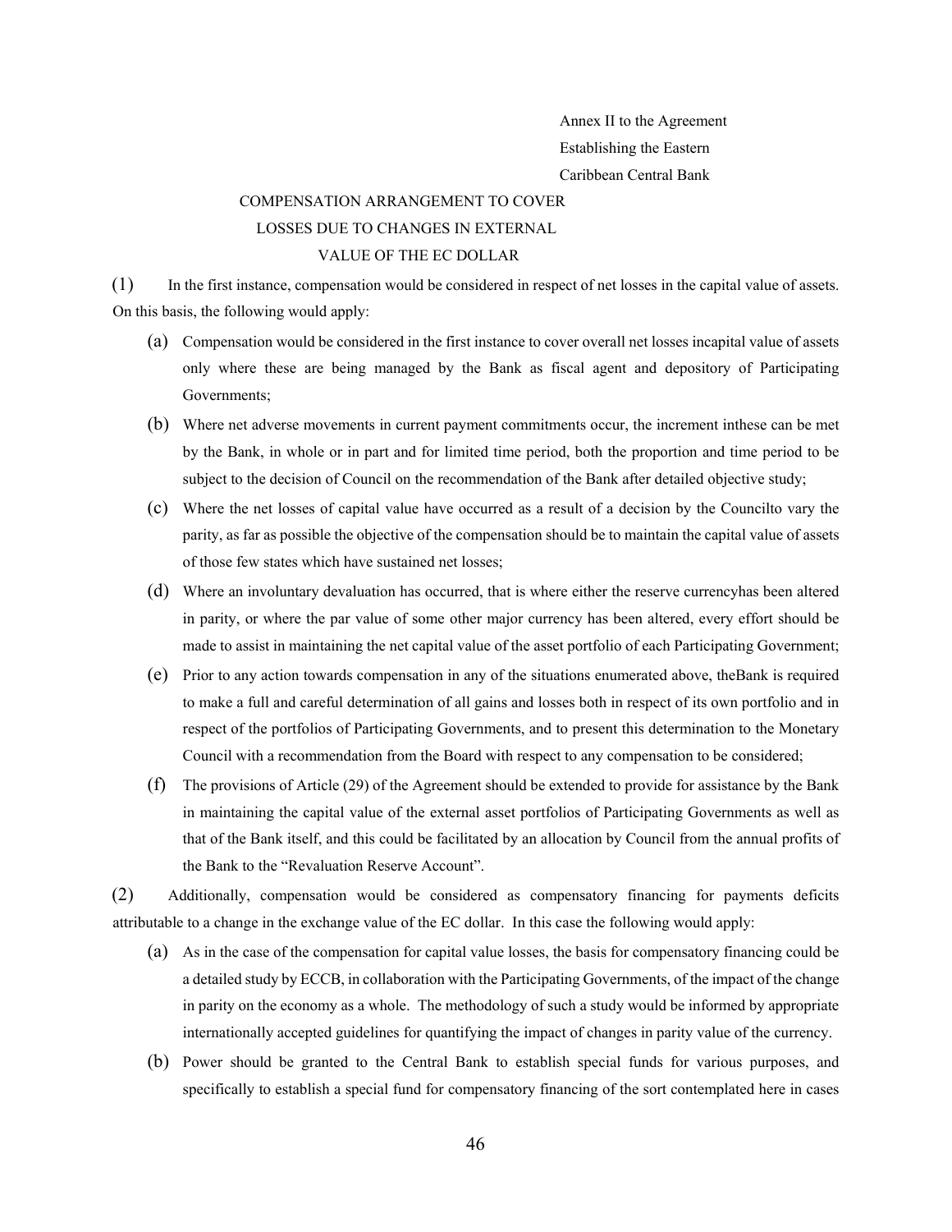Annex II to the Agreement
Establishing the Eastern
Caribbean Central Bank

## COMPENSATION ARRANGEMENT TO COVER LOSSES DUE TO CHANGES IN EXTERNAL VALUE OF THE EC DOLLAR

(1) In the first instance, compensation would be considered in respect of net losses in the capital value of assets. On this basis, the following would apply:

(a) Compensation would be considered in the first instance to cover overall net losses incapital value of assets only where these are being managed by the Bank as fiscal agent and depository of Participating Governments;

(b) Where net adverse movements in current payment commitments occur, the increment inthese can be met by the Bank, in whole or in part and for limited time period, both the proportion and time period to be subject to the decision of Council on the recommendation of the Bank after detailed objective study;

(c) Where the net losses of capital value have occurred as a result of a decision by the Councilto vary the parity, as far as possible the objective of the compensation should be to maintain the capital value of assets of those few states which have sustained net losses;

(d) Where an involuntary devaluation has occurred, that is where either the reserve currencyhas been altered in parity, or where the par value of some other major currency has been altered, every effort should be made to assist in maintaining the net capital value of the asset portfolio of each Participating Government;

(e) Prior to any action towards compensation in any of the situations enumerated above, theBank is required to make a full and careful determination of all gains and losses both in respect of its own portfolio and in respect of the portfolios of Participating Governments, and to present this determination to the Monetary Council with a recommendation from the Board with respect to any compensation to be considered;

(f) The provisions of Article (29) of the Agreement should be extended to provide for assistance by the Bank in maintaining the capital value of the external asset portfolios of Participating Governments as well as that of the Bank itself, and this could be facilitated by an allocation by Council from the annual profits of the Bank to the "Revaluation Reserve Account".

(2) Additionally, compensation would be considered as compensatory financing for payments deficits attributable to a change in the exchange value of the EC dollar. In this case the following would apply:

(a) As in the case of the compensation for capital value losses, the basis for compensatory financing could be a detailed study by ECCB, in collaboration with the Participating Governments, of the impact of the change in parity on the economy as a whole. The methodology of such a study would be informed by appropriate internationally accepted guidelines for quantifying the impact of changes in parity value of the currency.

(b) Power should be granted to the Central Bank to establish special funds for various purposes, and specifically to establish a special fund for compensatory financing of the sort contemplated here in cases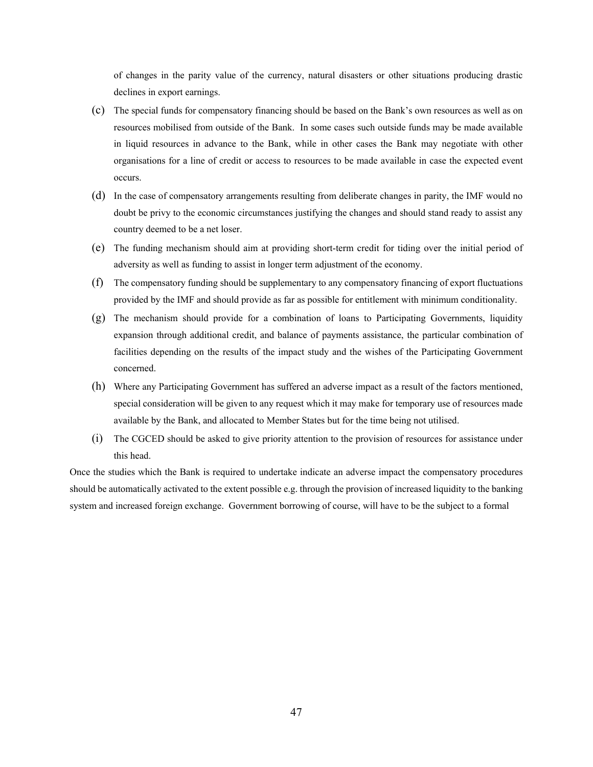of changes in the parity value of the currency, natural disasters or other situations producing drastic declines in export earnings.

(c) The special funds for compensatory financing should be based on the Bank's own resources as well as on resources mobilised from outside of the Bank. In some cases such outside funds may be made available in liquid resources in advance to the Bank, while in other cases the Bank may negotiate with other organisations for a line of credit or access to resources to be made available in case the expected event occurs.

(d) In the case of compensatory arrangements resulting from deliberate changes in parity, the IMF would no doubt be privy to the economic circumstances justifying the changes and should stand ready to assist any country deemed to be a net loser.

(e) The funding mechanism should aim at providing short-term credit for tiding over the initial period of adversity as well as funding to assist in longer term adjustment of the economy.

(f) The compensatory funding should be supplementary to any compensatory financing of export fluctuations provided by the IMF and should provide as far as possible for entitlement with minimum conditionality.

(g) The mechanism should provide for a combination of loans to Participating Governments, liquidity expansion through additional credit, and balance of payments assistance, the particular combination of facilities depending on the results of the impact study and the wishes of the Participating Government concerned.

(h) Where any Participating Government has suffered an adverse impact as a result of the factors mentioned, special consideration will be given to any request which it may make for temporary use of resources made available by the Bank, and allocated to Member States but for the time being not utilised.

(i) The CGCED should be asked to give priority attention to the provision of resources for assistance under this head.

Once the studies which the Bank is required to undertake indicate an adverse impact the compensatory procedures should be automatically activated to the extent possible e.g. through the provision of increased liquidity to the banking system and increased foreign exchange. Government borrowing of course, will have to be the subject to a formal